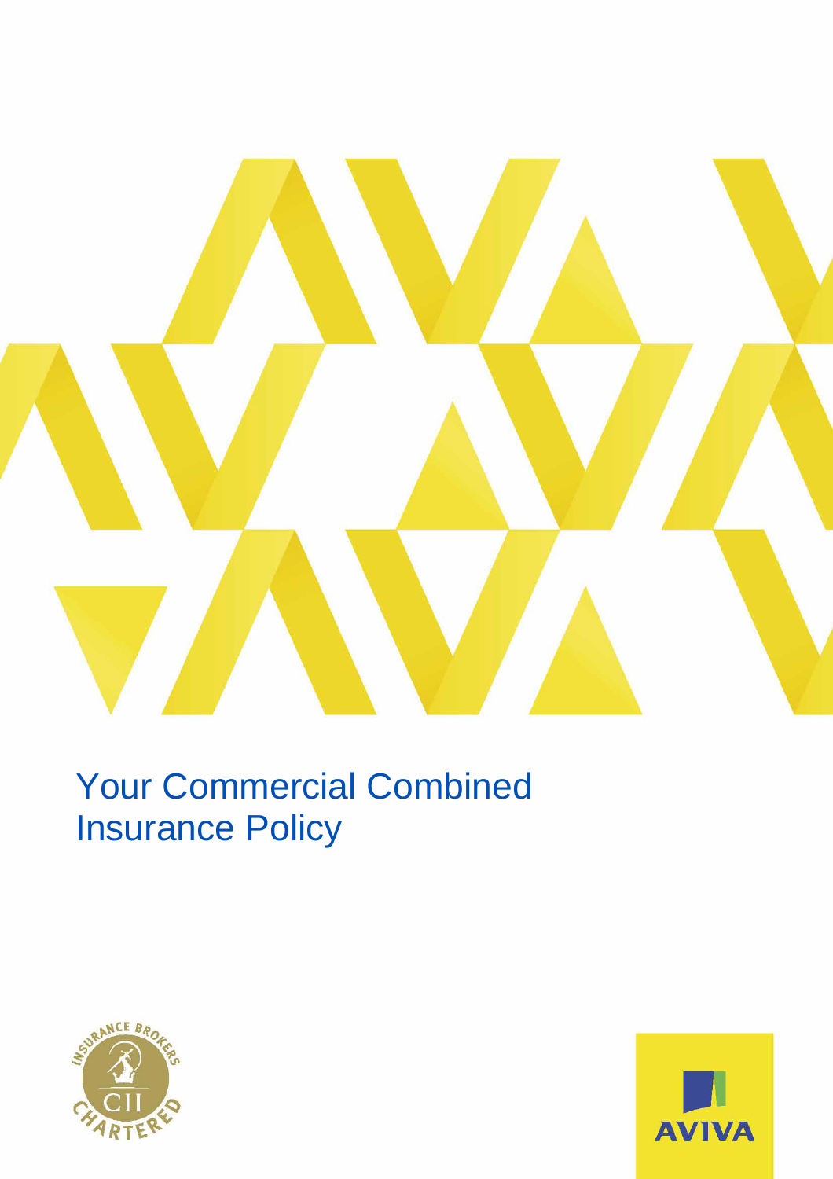# Your Commercial Combined Insurance Policy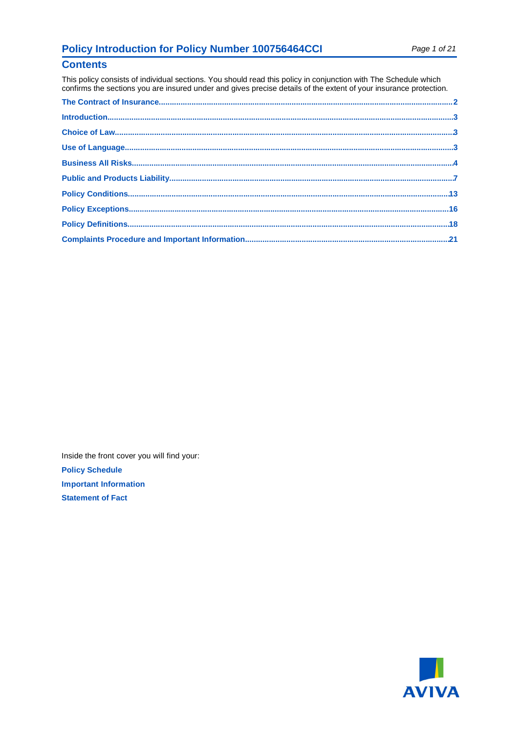# Policy Introduction for Policy Number 100756464CCI

## Contents

This policy consists of individual sections. You should read this policy in conjunction with The Schedule which confirms the sections you are insured under and gives precise details of the extent of your insurance protection.

- **The Contract of Insurance** ..... 2
- **Introduction** ..... 3
- **Choice of Law** ..... 3
- **Use of Language** ..... 3
- **Business All Risks** ..... 4
- **Public and Products Liability** ..... 7
- **Policy Conditions** ..... 13
- **Policy Exceptions** ..... 16
- **Policy Definitions** ..... 18
- **Complaints Procedure and Important Information** ..... 21

Inside the front cover you will find your:

**Policy Schedule**

**Important Information**

**Statement of Fact**

AVIVA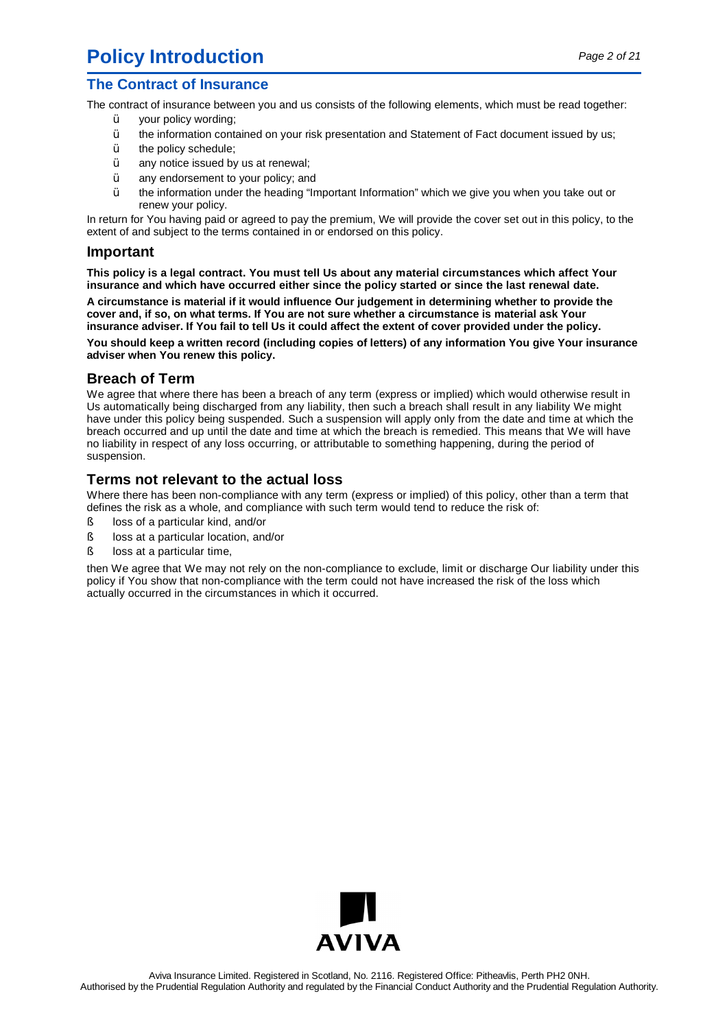# Policy Introduction

## The Contract of Insurance

The contract of insurance between you and us consists of the following elements, which must be read together:

- your policy wording;
- the information contained on your risk presentation and Statement of Fact document issued by us;
- the policy schedule;
- any notice issued by us at renewal;
- any endorsement to your policy; and
- the information under the heading "Important Information" which we give you when you take out or renew your policy.

In return for You having paid or agreed to pay the premium, We will provide the cover set out in this policy, to the extent of and subject to the terms contained in or endorsed on this policy.

### Important

**This policy is a legal contract. You must tell Us about any material circumstances which affect Your insurance and which have occurred either since the policy started or since the last renewal date.**

**A circumstance is material if it would influence Our judgement in determining whether to provide the cover and, if so, on what terms. If You are not sure whether a circumstance is material ask Your insurance adviser. If You fail to tell Us it could affect the extent of cover provided under the policy.**

**You should keep a written record (including copies of letters) of any information You give Your insurance adviser when You renew this policy.**

### Breach of Term

We agree that where there has been a breach of any term (express or implied) which would otherwise result in Us automatically being discharged from any liability, then such a breach shall result in any liability We might have under this policy being suspended. Such a suspension will apply only from the date and time at which the breach occurred and up until the date and time at which the breach is remedied. This means that We will have no liability in respect of any loss occurring, or attributable to something happening, during the period of suspension.

### Terms not relevant to the actual loss

Where there has been non-compliance with any term (express or implied) of this policy, other than a term that defines the risk as a whole, and compliance with such term would tend to reduce the risk of:

- loss of a particular kind, and/or
- loss at a particular location, and/or
- loss at a particular time,

then We agree that We may not rely on the non-compliance to exclude, limit or discharge Our liability under this policy if You show that non-compliance with the term could not have increased the risk of the loss which actually occurred in the circumstances in which it occurred.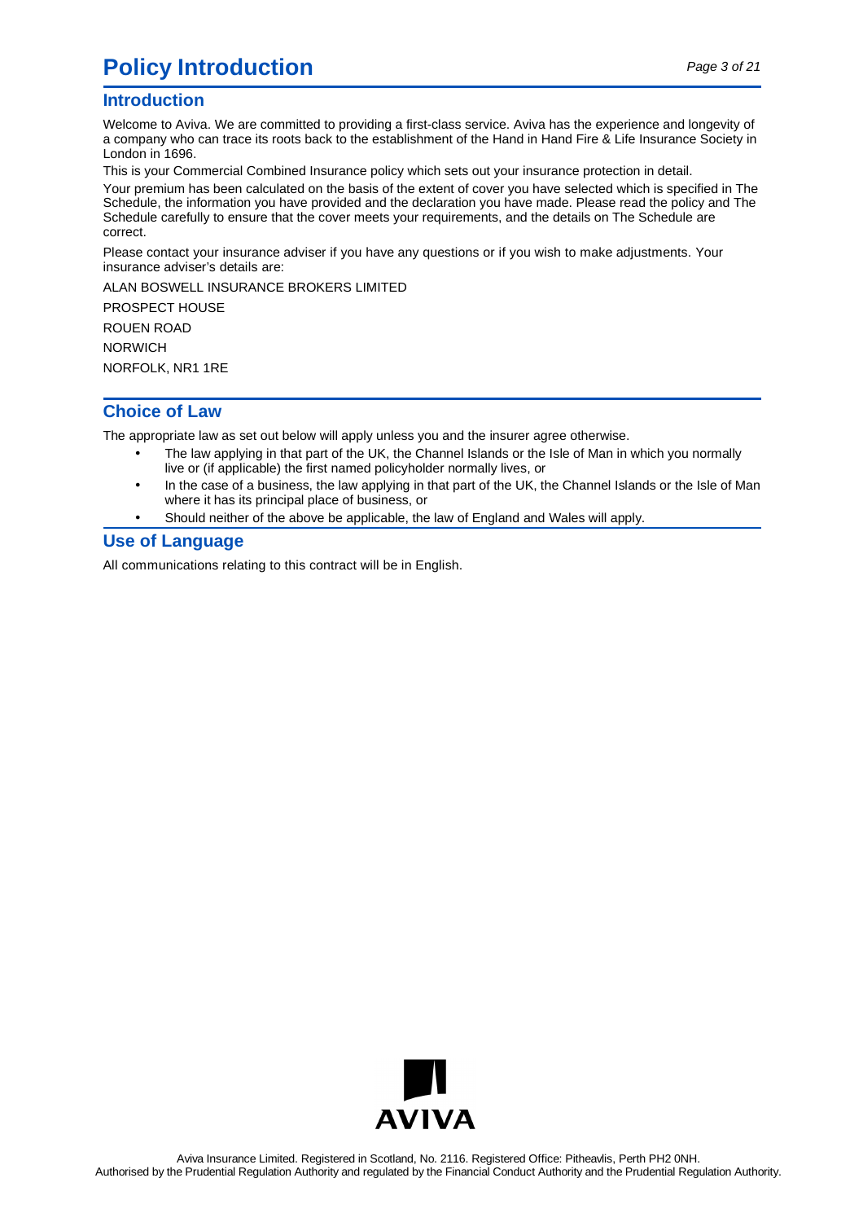# Policy Introduction

## Introduction

Welcome to Aviva. We are committed to providing a first-class service. Aviva has the experience and longevity of a company who can trace its roots back to the establishment of the Hand in Hand Fire & Life Insurance Society in London in 1696.

This is your Commercial Combined Insurance policy which sets out your insurance protection in detail.

Your premium has been calculated on the basis of the extent of cover you have selected which is specified in The Schedule, the information you have provided and the declaration you have made. Please read the policy and The Schedule carefully to ensure that the cover meets your requirements, and the details on The Schedule are correct.

Please contact your insurance adviser if you have any questions or if you wish to make adjustments. Your insurance adviser's details are:

ALAN BOSWELL INSURANCE BROKERS LIMITED

PROSPECT HOUSE

ROUEN ROAD

NORWICH

NORFOLK, NR1 1RE

## Choice of Law

The appropriate law as set out below will apply unless you and the insurer agree otherwise.

- The law applying in that part of the UK, the Channel Islands or the Isle of Man in which you normally live or (if applicable) the first named policyholder normally lives, or
- In the case of a business, the law applying in that part of the UK, the Channel Islands or the Isle of Man where it has its principal place of business, or
- Should neither of the above be applicable, the law of England and Wales will apply.

## Use of Language

All communications relating to this contract will be in English.

Aviva Insurance Limited. Registered in Scotland, No. 2116. Registered Office: Pitheavlis, Perth PH2 0NH.
Authorised by the Prudential Regulation Authority and regulated by the Financial Conduct Authority and the Prudential Regulation Authority.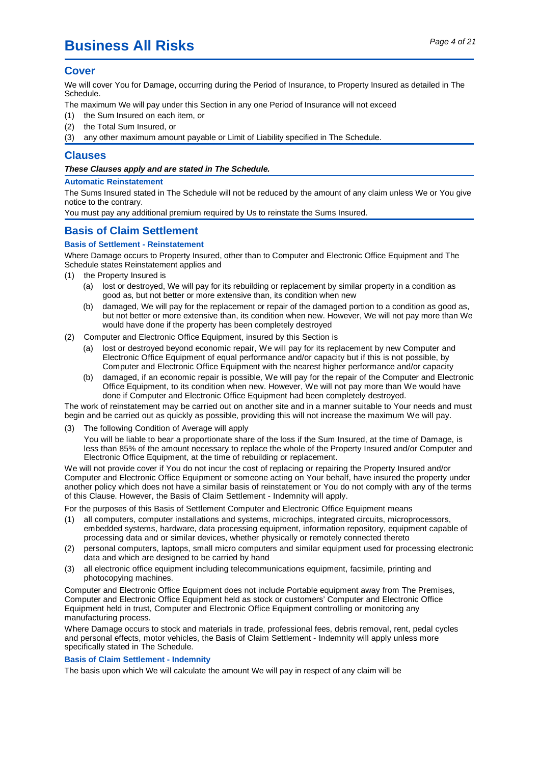# Business All Risks

## Cover

We will cover You for Damage, occurring during the Period of Insurance, to Property Insured as detailed in The Schedule.

The maximum We will pay under this Section in any one Period of Insurance will not exceed

(1) the Sum Insured on each item, or
(2) the Total Sum Insured, or
(3) any other maximum amount payable or Limit of Liability specified in The Schedule.

## Clauses

***These Clauses apply and are stated in The Schedule.***

### Automatic Reinstatement

The Sums Insured stated in The Schedule will not be reduced by the amount of any claim unless We or You give notice to the contrary.

You must pay any additional premium required by Us to reinstate the Sums Insured.

## Basis of Claim Settlement

### Basis of Settlement - Reinstatement

Where Damage occurs to Property Insured, other than to Computer and Electronic Office Equipment and The Schedule states Reinstatement applies and

(1) the Property Insured is
   - (a) lost or destroyed, We will pay for its rebuilding or replacement by similar property in a condition as good as, but not better or more extensive than, its condition when new
   - (b) damaged, We will pay for the replacement or repair of the damaged portion to a condition as good as, but not better or more extensive than, its condition when new. However, We will not pay more than We would have done if the property has been completely destroyed
(2) Computer and Electronic Office Equipment, insured by this Section is
   - (a) lost or destroyed beyond economic repair, We will pay for its replacement by new Computer and Electronic Office Equipment of equal performance and/or capacity but if this is not possible, by Computer and Electronic Office Equipment with the nearest higher performance and/or capacity
   - (b) damaged, if an economic repair is possible, We will pay for the repair of the Computer and Electronic Office Equipment, to its condition when new. However, We will not pay more than We would have done if Computer and Electronic Office Equipment had been completely destroyed.

The work of reinstatement may be carried out on another site and in a manner suitable to Your needs and must begin and be carried out as quickly as possible, providing this will not increase the maximum We will pay.

(3) The following Condition of Average will apply

   You will be liable to bear a proportionate share of the loss if the Sum Insured, at the time of Damage, is less than 85% of the amount necessary to replace the whole of the Property Insured and/or Computer and Electronic Office Equipment, at the time of rebuilding or replacement.

We will not provide cover if You do not incur the cost of replacing or repairing the Property Insured and/or Computer and Electronic Office Equipment or someone acting on Your behalf, have insured the property under another policy which does not have a similar basis of reinstatement or You do not comply with any of the terms of this Clause. However, the Basis of Claim Settlement - Indemnity will apply.

For the purposes of this Basis of Settlement Computer and Electronic Office Equipment means

(1) all computers, computer installations and systems, microchips, integrated circuits, microprocessors, embedded systems, hardware, data processing equipment, information repository, equipment capable of processing data and or similar devices, whether physically or remotely connected thereto
(2) personal computers, laptops, small micro computers and similar equipment used for processing electronic data and which are designed to be carried by hand
(3) all electronic office equipment including telecommunications equipment, facsimile, printing and photocopying machines.

Computer and Electronic Office Equipment does not include Portable equipment away from The Premises, Computer and Electronic Office Equipment held as stock or customers' Computer and Electronic Office Equipment held in trust, Computer and Electronic Office Equipment controlling or monitoring any manufacturing process.

Where Damage occurs to stock and materials in trade, professional fees, debris removal, rent, pedal cycles and personal effects, motor vehicles, the Basis of Claim Settlement - Indemnity will apply unless more specifically stated in The Schedule.

### Basis of Claim Settlement - Indemnity

The basis upon which We will calculate the amount We will pay in respect of any claim will be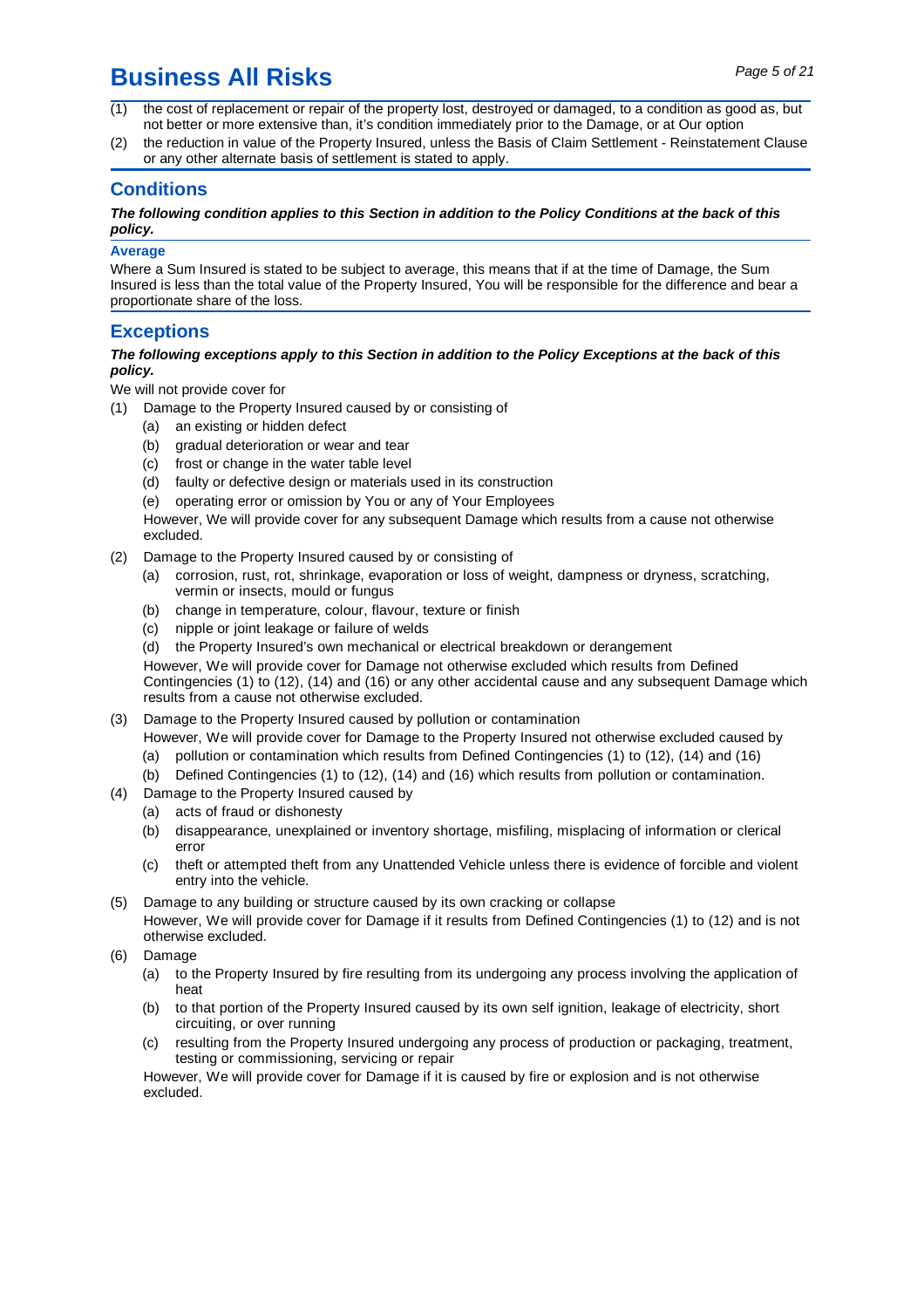(1) the cost of replacement or repair of the property lost, destroyed or damaged, to a condition as good as, but not better or more extensive than, it's condition immediately prior to the Damage, or at Our option

(2) the reduction in value of the Property Insured, unless the Basis of Claim Settlement - Reinstatement Clause or any other alternate basis of settlement is stated to apply.

## Conditions

***The following condition applies to this Section in addition to the Policy Conditions at the back of this policy.***

### Average

Where a Sum Insured is stated to be subject to average, this means that if at the time of Damage, the Sum Insured is less than the total value of the Property Insured, You will be responsible for the difference and bear a proportionate share of the loss.

## Exceptions

***The following exceptions apply to this Section in addition to the Policy Exceptions at the back of this policy.***

We will not provide cover for

(1) Damage to the Property Insured caused by or consisting of
   - (a) an existing or hidden defect
   - (b) gradual deterioration or wear and tear
   - (c) frost or change in the water table level
   - (d) faulty or defective design or materials used in its construction
   - (e) operating error or omission by You or any of Your Employees

   However, We will provide cover for any subsequent Damage which results from a cause not otherwise excluded.

(2) Damage to the Property Insured caused by or consisting of
   - (a) corrosion, rust, rot, shrinkage, evaporation or loss of weight, dampness or dryness, scratching, vermin or insects, mould or fungus
   - (b) change in temperature, colour, flavour, texture or finish
   - (c) nipple or joint leakage or failure of welds
   - (d) the Property Insured's own mechanical or electrical breakdown or derangement

   However, We will provide cover for Damage not otherwise excluded which results from Defined Contingencies (1) to (12), (14) and (16) or any other accidental cause and any subsequent Damage which results from a cause not otherwise excluded.

(3) Damage to the Property Insured caused by pollution or contamination

   However, We will provide cover for Damage to the Property Insured not otherwise excluded caused by
   - (a) pollution or contamination which results from Defined Contingencies (1) to (12), (14) and (16)
   - (b) Defined Contingencies (1) to (12), (14) and (16) which results from pollution or contamination.

(4) Damage to the Property Insured caused by
   - (a) acts of fraud or dishonesty
   - (b) disappearance, unexplained or inventory shortage, misfiling, misplacing of information or clerical error
   - (c) theft or attempted theft from any Unattended Vehicle unless there is evidence of forcible and violent entry into the vehicle.

(5) Damage to any building or structure caused by its own cracking or collapse

   However, We will provide cover for Damage if it results from Defined Contingencies (1) to (12) and is not otherwise excluded.

(6) Damage
   - (a) to the Property Insured by fire resulting from its undergoing any process involving the application of heat
   - (b) to that portion of the Property Insured caused by its own self ignition, leakage of electricity, short circuiting, or over running
   - (c) resulting from the Property Insured undergoing any process of production or packaging, treatment, testing or commissioning, servicing or repair

   However, We will provide cover for Damage if it is caused by fire or explosion and is not otherwise excluded.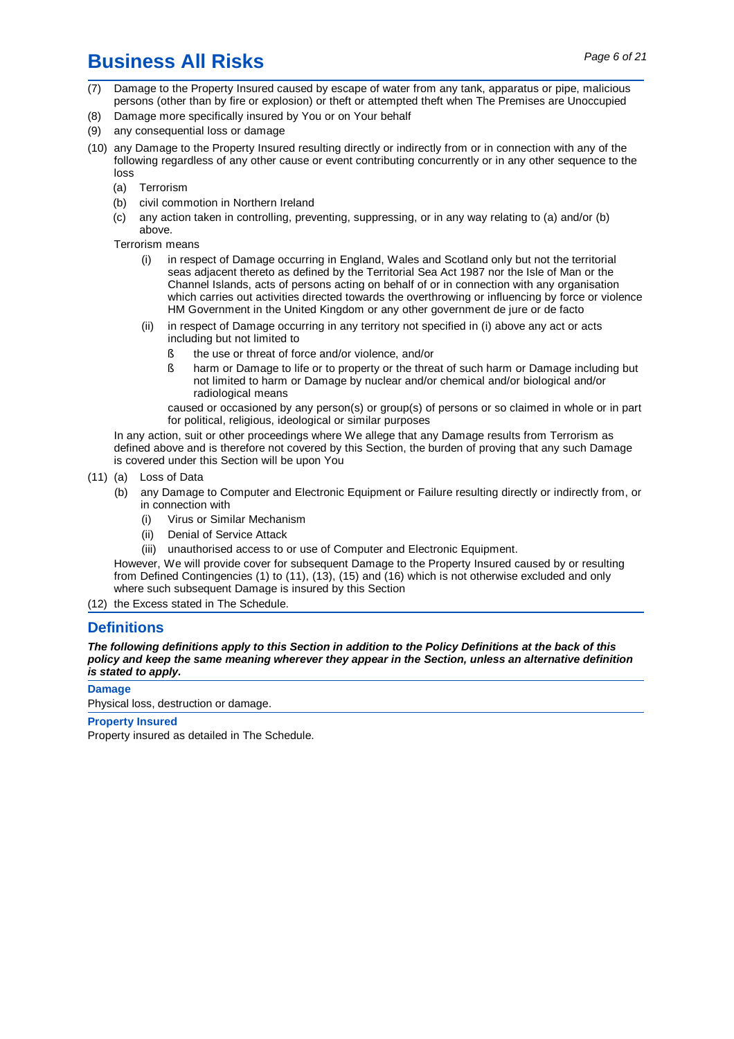(7) Damage to the Property Insured caused by escape of water from any tank, apparatus or pipe, malicious persons (other than by fire or explosion) or theft or attempted theft when The Premises are Unoccupied

(8) Damage more specifically insured by You or on Your behalf

(9) any consequential loss or damage

(10) any Damage to the Property Insured resulting directly or indirectly from or in connection with any of the following regardless of any other cause or event contributing concurrently or in any other sequence to the loss

- (a) Terrorism
- (b) civil commotion in Northern Ireland
- (c) any action taken in controlling, preventing, suppressing, or in any way relating to (a) and/or (b) above.

Terrorism means

- (i) in respect of Damage occurring in England, Wales and Scotland only but not the territorial seas adjacent thereto as defined by the Territorial Sea Act 1987 nor the Isle of Man or the Channel Islands, acts of persons acting on behalf of or in connection with any organisation which carries out activities directed towards the overthrowing or influencing by force or violence HM Government in the United Kingdom or any other government de jure or de facto
- (ii) in respect of Damage occurring in any territory not specified in (i) above any act or acts including but not limited to
  - ß the use or threat of force and/or violence, and/or
  - ß harm or Damage to life or to property or the threat of such harm or Damage including but not limited to harm or Damage by nuclear and/or chemical and/or biological and/or radiological means

  caused or occasioned by any person(s) or group(s) of persons or so claimed in whole or in part for political, religious, ideological or similar purposes

In any action, suit or other proceedings where We allege that any Damage results from Terrorism as defined above and is therefore not covered by this Section, the burden of proving that any such Damage is covered under this Section will be upon You

(11) (a) Loss of Data

- (b) any Damage to Computer and Electronic Equipment or Failure resulting directly or indirectly from, or in connection with
  - (i) Virus or Similar Mechanism
  - (ii) Denial of Service Attack
  - (iii) unauthorised access to or use of Computer and Electronic Equipment.

However, We will provide cover for subsequent Damage to the Property Insured caused by or resulting from Defined Contingencies (1) to (11), (13), (15) and (16) which is not otherwise excluded and only where such subsequent Damage is insured by this Section

(12) the Excess stated in The Schedule.

## Definitions

***The following definitions apply to this Section in addition to the Policy Definitions at the back of this policy and keep the same meaning wherever they appear in the Section, unless an alternative definition is stated to apply.***

**Damage**

Physical loss, destruction or damage.

**Property Insured**

Property insured as detailed in The Schedule.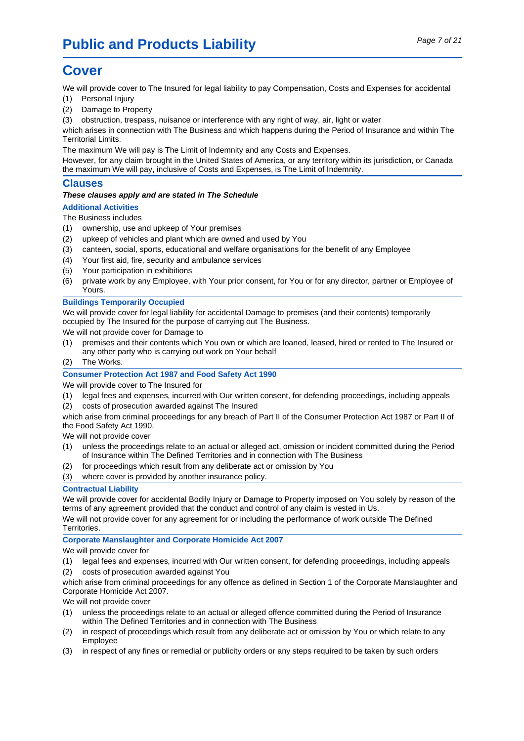# Public and Products Liability

## Cover

We will provide cover to The Insured for legal liability to pay Compensation, Costs and Expenses for accidental

(1) Personal Injury
(2) Damage to Property
(3) obstruction, trespass, nuisance or interference with any right of way, air, light or water

which arises in connection with The Business and which happens during the Period of Insurance and within The Territorial Limits.

The maximum We will pay is The Limit of Indemnity and any Costs and Expenses.

However, for any claim brought in the United States of America, or any territory within its jurisdiction, or Canada the maximum We will pay, inclusive of Costs and Expenses, is The Limit of Indemnity.

## Clauses

***These clauses apply and are stated in The Schedule***

### Additional Activities

The Business includes

(1) ownership, use and upkeep of Your premises
(2) upkeep of vehicles and plant which are owned and used by You
(3) canteen, social, sports, educational and welfare organisations for the benefit of any Employee
(4) Your first aid, fire, security and ambulance services
(5) Your participation in exhibitions
(6) private work by any Employee, with Your prior consent, for You or for any director, partner or Employee of Yours.

### Buildings Temporarily Occupied

We will provide cover for legal liability for accidental Damage to premises (and their contents) temporarily occupied by The Insured for the purpose of carrying out The Business.

We will not provide cover for Damage to

(1) premises and their contents which You own or which are loaned, leased, hired or rented to The Insured or any other party who is carrying out work on Your behalf
(2) The Works.

### Consumer Protection Act 1987 and Food Safety Act 1990

We will provide cover to The Insured for

(1) legal fees and expenses, incurred with Our written consent, for defending proceedings, including appeals
(2) costs of prosecution awarded against The Insured

which arise from criminal proceedings for any breach of Part II of the Consumer Protection Act 1987 or Part II of the Food Safety Act 1990.

We will not provide cover

(1) unless the proceedings relate to an actual or alleged act, omission or incident committed during the Period of Insurance within The Defined Territories and in connection with The Business
(2) for proceedings which result from any deliberate act or omission by You
(3) where cover is provided by another insurance policy.

### Contractual Liability

We will provide cover for accidental Bodily Injury or Damage to Property imposed on You solely by reason of the terms of any agreement provided that the conduct and control of any claim is vested in Us.

We will not provide cover for any agreement for or including the performance of work outside The Defined Territories.

### Corporate Manslaughter and Corporate Homicide Act 2007

We will provide cover for

(1) legal fees and expenses, incurred with Our written consent, for defending proceedings, including appeals
(2) costs of prosecution awarded against You

which arise from criminal proceedings for any offence as defined in Section 1 of the Corporate Manslaughter and Corporate Homicide Act 2007.

We will not provide cover

(1) unless the proceedings relate to an actual or alleged offence committed during the Period of Insurance within The Defined Territories and in connection with The Business
(2) in respect of proceedings which result from any deliberate act or omission by You or which relate to any Employee
(3) in respect of any fines or remedial or publicity orders or any steps required to be taken by such orders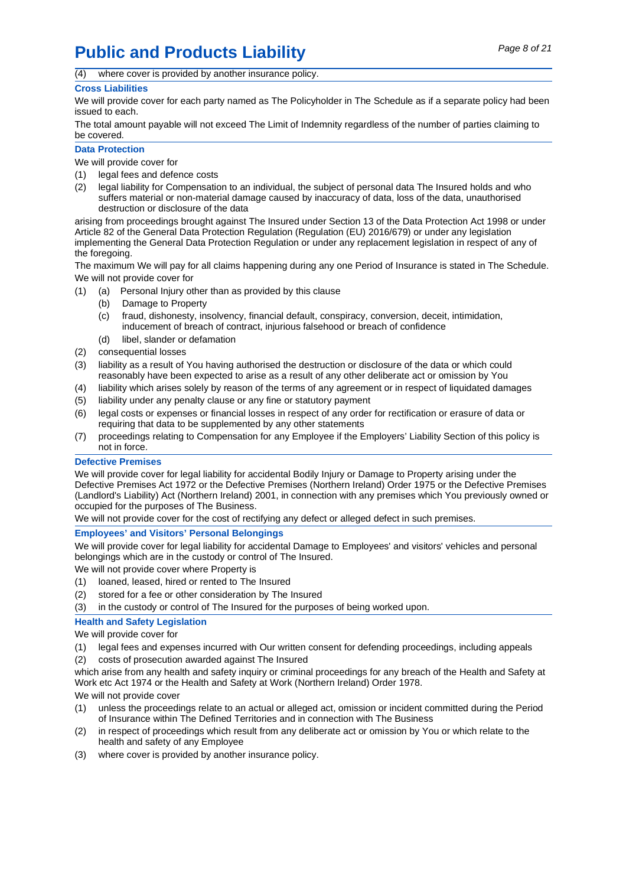(4) where cover is provided by another insurance policy.

### Cross Liabilities

We will provide cover for each party named as The Policyholder in The Schedule as if a separate policy had been issued to each.

The total amount payable will not exceed The Limit of Indemnity regardless of the number of parties claiming to be covered.

### Data Protection

We will provide cover for

(1) legal fees and defence costs
(2) legal liability for Compensation to an individual, the subject of personal data The Insured holds and who suffers material or non-material damage caused by inaccuracy of data, loss of the data, unauthorised destruction or disclosure of the data

arising from proceedings brought against The Insured under Section 13 of the Data Protection Act 1998 or under Article 82 of the General Data Protection Regulation (Regulation (EU) 2016/679) or under any legislation implementing the General Data Protection Regulation or under any replacement legislation in respect of any of the foregoing.

The maximum We will pay for all claims happening during any one Period of Insurance is stated in The Schedule.

We will not provide cover for

(1) (a) Personal Injury other than as provided by this clause
    (b) Damage to Property
    (c) fraud, dishonesty, insolvency, financial default, conspiracy, conversion, deceit, intimidation, inducement of breach of contract, injurious falsehood or breach of confidence
    (d) libel, slander or defamation
(2) consequential losses
(3) liability as a result of You having authorised the destruction or disclosure of the data or which could reasonably have been expected to arise as a result of any other deliberate act or omission by You
(4) liability which arises solely by reason of the terms of any agreement or in respect of liquidated damages
(5) liability under any penalty clause or any fine or statutory payment
(6) legal costs or expenses or financial losses in respect of any order for rectification or erasure of data or requiring that data to be supplemented by any other statements
(7) proceedings relating to Compensation for any Employee if the Employers' Liability Section of this policy is not in force.

### Defective Premises

We will provide cover for legal liability for accidental Bodily Injury or Damage to Property arising under the Defective Premises Act 1972 or the Defective Premises (Northern Ireland) Order 1975 or the Defective Premises (Landlord's Liability) Act (Northern Ireland) 2001, in connection with any premises which You previously owned or occupied for the purposes of The Business.

We will not provide cover for the cost of rectifying any defect or alleged defect in such premises.

### Employees' and Visitors' Personal Belongings

We will provide cover for legal liability for accidental Damage to Employees' and visitors' vehicles and personal belongings which are in the custody or control of The Insured.

We will not provide cover where Property is

(1) loaned, leased, hired or rented to The Insured
(2) stored for a fee or other consideration by The Insured
(3) in the custody or control of The Insured for the purposes of being worked upon.

### Health and Safety Legislation

We will provide cover for

(1) legal fees and expenses incurred with Our written consent for defending proceedings, including appeals
(2) costs of prosecution awarded against The Insured

which arise from any health and safety inquiry or criminal proceedings for any breach of the Health and Safety at Work etc Act 1974 or the Health and Safety at Work (Northern Ireland) Order 1978.

We will not provide cover

(1) unless the proceedings relate to an actual or alleged act, omission or incident committed during the Period of Insurance within The Defined Territories and in connection with The Business
(2) in respect of proceedings which result from any deliberate act or omission by You or which relate to the health and safety of any Employee
(3) where cover is provided by another insurance policy.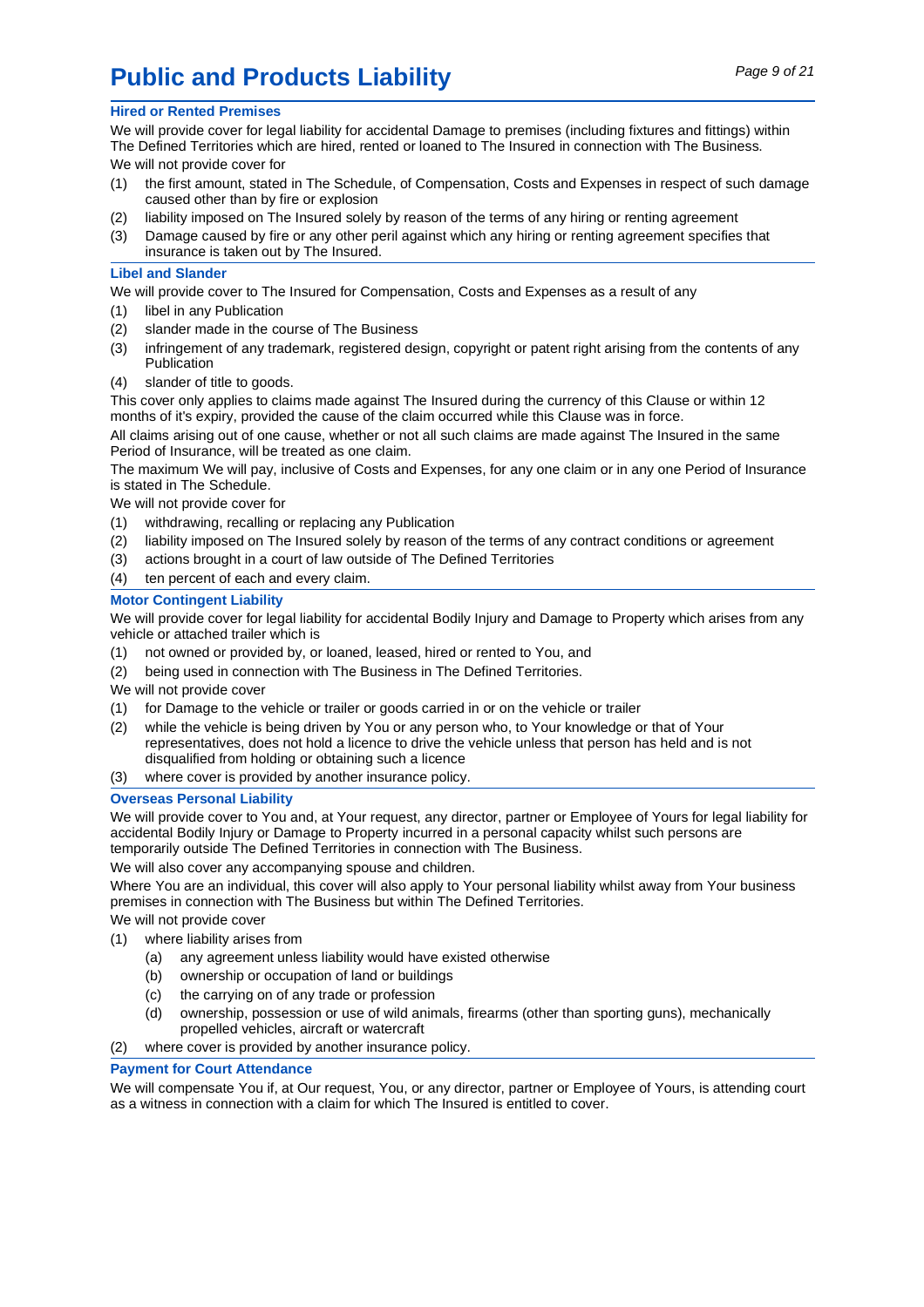# Public and Products Liability

### Hired or Rented Premises

We will provide cover for legal liability for accidental Damage to premises (including fixtures and fittings) within The Defined Territories which are hired, rented or loaned to The Insured in connection with The Business.

We will not provide cover for

1. the first amount, stated in The Schedule, of Compensation, Costs and Expenses in respect of such damage caused other than by fire or explosion
2. liability imposed on The Insured solely by reason of the terms of any hiring or renting agreement
3. Damage caused by fire or any other peril against which any hiring or renting agreement specifies that insurance is taken out by The Insured.

### Libel and Slander

We will provide cover to The Insured for Compensation, Costs and Expenses as a result of any

1. libel in any Publication
2. slander made in the course of The Business
3. infringement of any trademark, registered design, copyright or patent right arising from the contents of any Publication
4. slander of title to goods.

This cover only applies to claims made against The Insured during the currency of this Clause or within 12 months of it's expiry, provided the cause of the claim occurred while this Clause was in force.

All claims arising out of one cause, whether or not all such claims are made against The Insured in the same Period of Insurance, will be treated as one claim.

The maximum We will pay, inclusive of Costs and Expenses, for any one claim or in any one Period of Insurance is stated in The Schedule.

We will not provide cover for

1. withdrawing, recalling or replacing any Publication
2. liability imposed on The Insured solely by reason of the terms of any contract conditions or agreement
3. actions brought in a court of law outside of The Defined Territories
4. ten percent of each and every claim.

### Motor Contingent Liability

We will provide cover for legal liability for accidental Bodily Injury and Damage to Property which arises from any vehicle or attached trailer which is

1. not owned or provided by, or loaned, leased, hired or rented to You, and
2. being used in connection with The Business in The Defined Territories.

We will not provide cover

1. for Damage to the vehicle or trailer or goods carried in or on the vehicle or trailer
2. while the vehicle is being driven by You or any person who, to Your knowledge or that of Your representatives, does not hold a licence to drive the vehicle unless that person has held and is not disqualified from holding or obtaining such a licence
3. where cover is provided by another insurance policy.

### Overseas Personal Liability

We will provide cover to You and, at Your request, any director, partner or Employee of Yours for legal liability for accidental Bodily Injury or Damage to Property incurred in a personal capacity whilst such persons are temporarily outside The Defined Territories in connection with The Business.

We will also cover any accompanying spouse and children.

Where You are an individual, this cover will also apply to Your personal liability whilst away from Your business premises in connection with The Business but within The Defined Territories.

We will not provide cover

1. where liability arises from
   - (a) any agreement unless liability would have existed otherwise
   - (b) ownership or occupation of land or buildings
   - (c) the carrying on of any trade or profession
   - (d) ownership, possession or use of wild animals, firearms (other than sporting guns), mechanically propelled vehicles, aircraft or watercraft
2. where cover is provided by another insurance policy.

### Payment for Court Attendance

We will compensate You if, at Our request, You, or any director, partner or Employee of Yours, is attending court as a witness in connection with a claim for which The Insured is entitled to cover.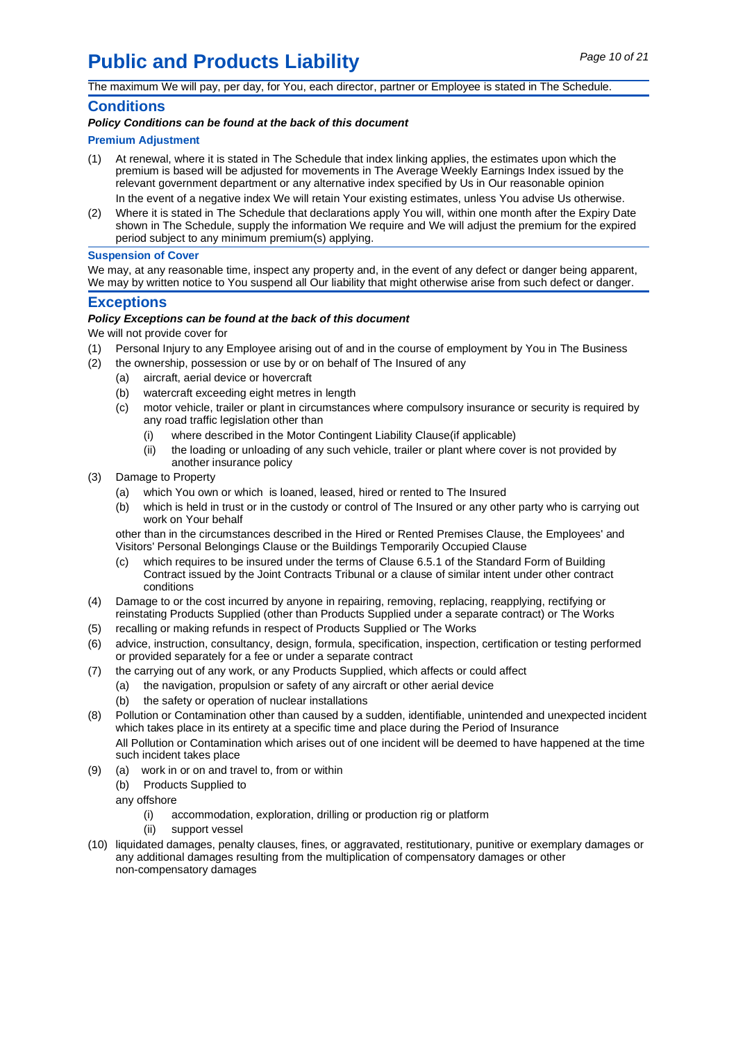# Public and Products Liability

The maximum We will pay, per day, for You, each director, partner or Employee is stated in The Schedule.

## Conditions

***Policy Conditions can be found at the back of this document***

### Premium Adjustment

(1) At renewal, where it is stated in The Schedule that index linking applies, the estimates upon which the premium is based will be adjusted for movements in The Average Weekly Earnings Index issued by the relevant government department or any alternative index specified by Us in Our reasonable opinion

In the event of a negative index We will retain Your existing estimates, unless You advise Us otherwise.

(2) Where it is stated in The Schedule that declarations apply You will, within one month after the Expiry Date shown in The Schedule, supply the information We require and We will adjust the premium for the expired period subject to any minimum premium(s) applying.

### Suspension of Cover

We may, at any reasonable time, inspect any property and, in the event of any defect or danger being apparent, We may by written notice to You suspend all Our liability that might otherwise arise from such defect or danger.

## Exceptions

***Policy Exceptions can be found at the back of this document***

We will not provide cover for

(1) Personal Injury to any Employee arising out of and in the course of employment by You in The Business

(2) the ownership, possession or use by or on behalf of The Insured of any
   - (a) aircraft, aerial device or hovercraft
   - (b) watercraft exceeding eight metres in length
   - (c) motor vehicle, trailer or plant in circumstances where compulsory insurance or security is required by any road traffic legislation other than
     - (i) where described in the Motor Contingent Liability Clause(if applicable)
     - (ii) the loading or unloading of any such vehicle, trailer or plant where cover is not provided by another insurance policy

(3) Damage to Property
   - (a) which You own or which is loaned, leased, hired or rented to The Insured
   - (b) which is held in trust or in the custody or control of The Insured or any other party who is carrying out work on Your behalf

   other than in the circumstances described in the Hired or Rented Premises Clause, the Employees' and Visitors' Personal Belongings Clause or the Buildings Temporarily Occupied Clause
   - (c) which requires to be insured under the terms of Clause 6.5.1 of the Standard Form of Building Contract issued by the Joint Contracts Tribunal or a clause of similar intent under other contract conditions

(4) Damage to or the cost incurred by anyone in repairing, removing, replacing, reapplying, rectifying or reinstating Products Supplied (other than Products Supplied under a separate contract) or The Works

(5) recalling or making refunds in respect of Products Supplied or The Works

(6) advice, instruction, consultancy, design, formula, specification, inspection, certification or testing performed or provided separately for a fee or under a separate contract

(7) the carrying out of any work, or any Products Supplied, which affects or could affect
   - (a) the navigation, propulsion or safety of any aircraft or other aerial device
   - (b) the safety or operation of nuclear installations

(8) Pollution or Contamination other than caused by a sudden, identifiable, unintended and unexpected incident which takes place in its entirety at a specific time and place during the Period of Insurance

   All Pollution or Contamination which arises out of one incident will be deemed to have happened at the time such incident takes place

(9)
   - (a) work in or on and travel to, from or within
   - (b) Products Supplied to

   any offshore
     - (i) accommodation, exploration, drilling or production rig or platform
     - (ii) support vessel

(10) liquidated damages, penalty clauses, fines, or aggravated, restitutionary, punitive or exemplary damages or any additional damages resulting from the multiplication of compensatory damages or other non-compensatory damages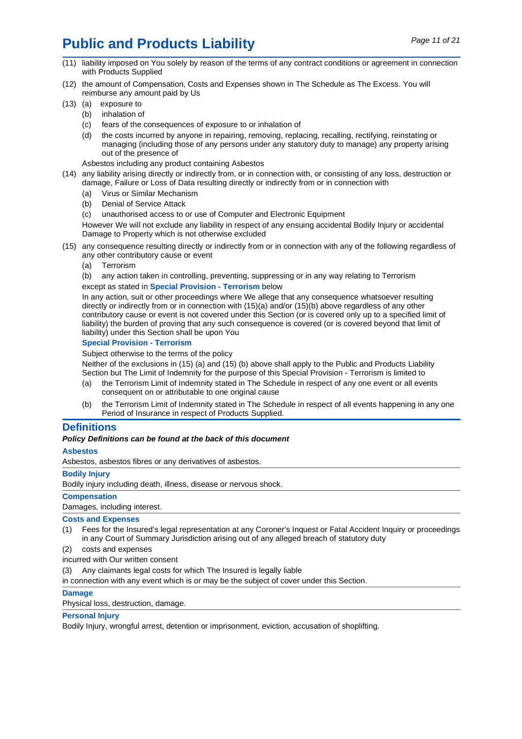# Public and Products Liability

(11) liability imposed on You solely by reason of the terms of any contract conditions or agreement in connection with Products Supplied

(12) the amount of Compensation, Costs and Expenses shown in The Schedule as The Excess. You will reimburse any amount paid by Us

(13) (a) exposure to
  (b) inhalation of
  (c) fears of the consequences of exposure to or inhalation of
  (d) the costs incurred by anyone in repairing, removing, replacing, recalling, rectifying, reinstating or managing (including those of any persons under any statutory duty to manage) any property arising out of the presence of

  Asbestos including any product containing Asbestos

(14) any liability arising directly or indirectly from, or in connection with, or consisting of any loss, destruction or damage, Failure or Loss of Data resulting directly or indirectly from or in connection with
  (a) Virus or Similar Mechanism
  (b) Denial of Service Attack
  (c) unauthorised access to or use of Computer and Electronic Equipment

  However We will not exclude any liability in respect of any ensuing accidental Bodily Injury or accidental Damage to Property which is not otherwise excluded

(15) any consequence resulting directly or indirectly from or in connection with any of the following regardless of any other contributory cause or event
  (a) Terrorism
  (b) any action taken in controlling, preventing, suppressing or in any way relating to Terrorism

  except as stated in **Special Provision - Terrorism** below

  In any action, suit or other proceedings where We allege that any consequence whatsoever resulting directly or indirectly from or in connection with (15)(a) and/or (15)(b) above regardless of any other contributory cause or event is not covered under this Section (or is covered only up to a specified limit of liability) the burden of proving that any such consequence is covered (or is covered beyond that limit of liability) under this Section shall be upon You

  **Special Provision - Terrorism**

  Subject otherwise to the terms of the policy

  Neither of the exclusions in (15) (a) and (15) (b) above shall apply to the Public and Products Liability Section but The Limit of Indemnity for the purpose of this Special Provision - Terrorism is limited to
  (a) the Terrorism Limit of Indemnity stated in The Schedule in respect of any one event or all events consequent on or attributable to one original cause
  (b) the Terrorism Limit of Indemnity stated in The Schedule in respect of all events happening in any one Period of Insurance in respect of Products Supplied.

## Definitions

***Policy Definitions can be found at the back of this document***

**Asbestos**

Asbestos, asbestos fibres or any derivatives of asbestos.

**Bodily Injury**

Bodily injury including death, illness, disease or nervous shock.

**Compensation**

Damages, including interest.

**Costs and Expenses**

(1) Fees for the Insured's legal representation at any Coroner's Inquest or Fatal Accident Inquiry or proceedings in any Court of Summary Jurisdiction arising out of any alleged breach of statutory duty

(2) costs and expenses

incurred with Our written consent

(3) Any claimants legal costs for which The Insured is legally liable

in connection with any event which is or may be the subject of cover under this Section.

**Damage**

Physical loss, destruction, damage.

**Personal Injury**

Bodily Injury, wrongful arrest, detention or imprisonment, eviction, accusation of shoplifting.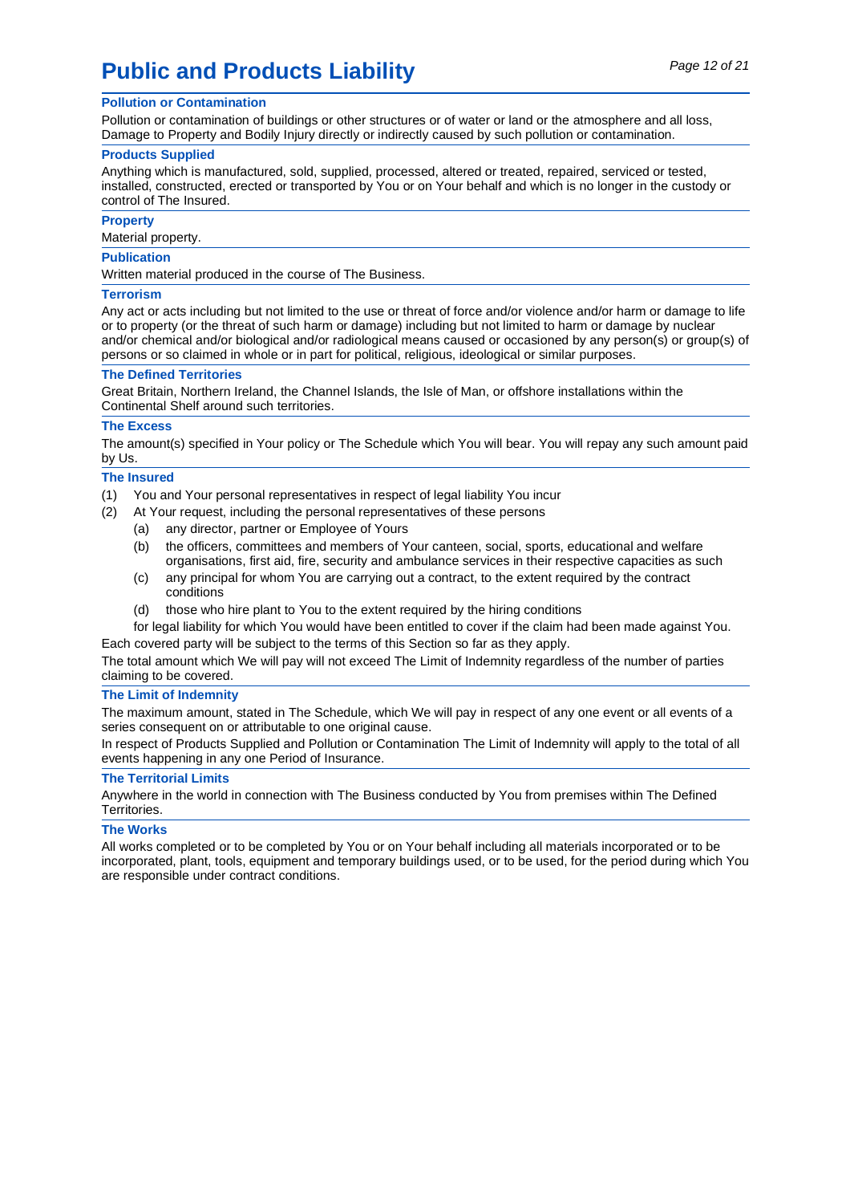# Public and Products Liability

### Pollution or Contamination

Pollution or contamination of buildings or other structures or of water or land or the atmosphere and all loss, Damage to Property and Bodily Injury directly or indirectly caused by such pollution or contamination.

### Products Supplied

Anything which is manufactured, sold, supplied, processed, altered or treated, repaired, serviced or tested, installed, constructed, erected or transported by You or on Your behalf and which is no longer in the custody or control of The Insured.

### Property

Material property.

### Publication

Written material produced in the course of The Business.

### Terrorism

Any act or acts including but not limited to the use or threat of force and/or violence and/or harm or damage to life or to property (or the threat of such harm or damage) including but not limited to harm or damage by nuclear and/or chemical and/or biological and/or radiological means caused or occasioned by any person(s) or group(s) of persons or so claimed in whole or in part for political, religious, ideological or similar purposes.

### The Defined Territories

Great Britain, Northern Ireland, the Channel Islands, the Isle of Man, or offshore installations within the Continental Shelf around such territories.

### The Excess

The amount(s) specified in Your policy or The Schedule which You will bear. You will repay any such amount paid by Us.

### The Insured

(1) You and Your personal representatives in respect of legal liability You incur

(2) At Your request, including the personal representatives of these persons

  (a) any director, partner or Employee of Yours

  (b) the officers, committees and members of Your canteen, social, sports, educational and welfare organisations, first aid, fire, security and ambulance services in their respective capacities as such

  (c) any principal for whom You are carrying out a contract, to the extent required by the contract conditions

  (d) those who hire plant to You to the extent required by the hiring conditions

  for legal liability for which You would have been entitled to cover if the claim had been made against You.

Each covered party will be subject to the terms of this Section so far as they apply.

The total amount which We will pay will not exceed The Limit of Indemnity regardless of the number of parties claiming to be covered.

### The Limit of Indemnity

The maximum amount, stated in The Schedule, which We will pay in respect of any one event or all events of a series consequent on or attributable to one original cause.

In respect of Products Supplied and Pollution or Contamination The Limit of Indemnity will apply to the total of all events happening in any one Period of Insurance.

### The Territorial Limits

Anywhere in the world in connection with The Business conducted by You from premises within The Defined Territories.

### The Works

All works completed or to be completed by You or on Your behalf including all materials incorporated or to be incorporated, plant, tools, equipment and temporary buildings used, or to be used, for the period during which You are responsible under contract conditions.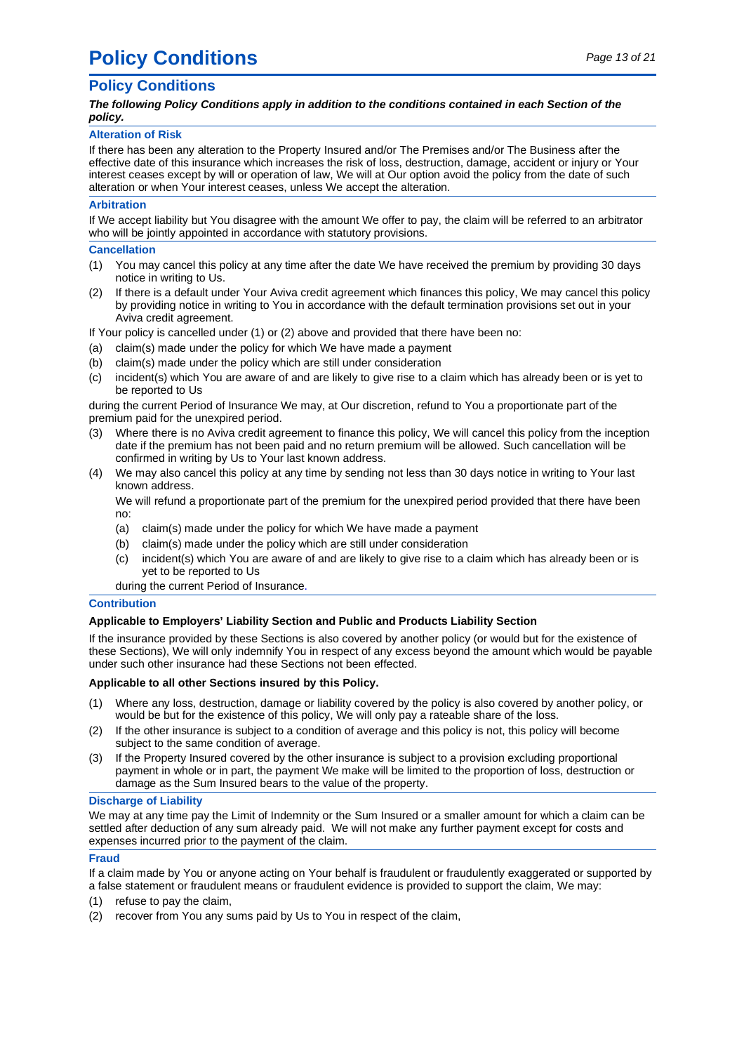# Policy Conditions

## Policy Conditions

***The following Policy Conditions apply in addition to the conditions contained in each Section of the policy.***

### Alteration of Risk

If there has been any alteration to the Property Insured and/or The Premises and/or The Business after the effective date of this insurance which increases the risk of loss, destruction, damage, accident or injury or Your interest ceases except by will or operation of law, We will at Our option avoid the policy from the date of such alteration or when Your interest ceases, unless We accept the alteration.

### Arbitration

If We accept liability but You disagree with the amount We offer to pay, the claim will be referred to an arbitrator who will be jointly appointed in accordance with statutory provisions.

### Cancellation

(1) You may cancel this policy at any time after the date We have received the premium by providing 30 days notice in writing to Us.

(2) If there is a default under Your Aviva credit agreement which finances this policy, We may cancel this policy by providing notice in writing to You in accordance with the default termination provisions set out in your Aviva credit agreement.

If Your policy is cancelled under (1) or (2) above and provided that there have been no:

(a) claim(s) made under the policy for which We have made a payment

(b) claim(s) made under the policy which are still under consideration

(c) incident(s) which You are aware of and are likely to give rise to a claim which has already been or is yet to be reported to Us

during the current Period of Insurance We may, at Our discretion, refund to You a proportionate part of the premium paid for the unexpired period.

(3) Where there is no Aviva credit agreement to finance this policy, We will cancel this policy from the inception date if the premium has not been paid and no return premium will be allowed. Such cancellation will be confirmed in writing by Us to Your last known address.

(4) We may also cancel this policy at any time by sending not less than 30 days notice in writing to Your last known address.

We will refund a proportionate part of the premium for the unexpired period provided that there have been no:

- (a) claim(s) made under the policy for which We have made a payment
- (b) claim(s) made under the policy which are still under consideration
- (c) incident(s) which You are aware of and are likely to give rise to a claim which has already been or is yet to be reported to Us

during the current Period of Insurance.

### Contribution

**Applicable to Employers' Liability Section and Public and Products Liability Section**

If the insurance provided by these Sections is also covered by another policy (or would but for the existence of these Sections), We will only indemnify You in respect of any excess beyond the amount which would be payable under such other insurance had these Sections not been effected.

**Applicable to all other Sections insured by this Policy.**

(1) Where any loss, destruction, damage or liability covered by the policy is also covered by another policy, or would be but for the existence of this policy, We will only pay a rateable share of the loss.

(2) If the other insurance is subject to a condition of average and this policy is not, this policy will become subject to the same condition of average.

(3) If the Property Insured covered by the other insurance is subject to a provision excluding proportional payment in whole or in part, the payment We make will be limited to the proportion of loss, destruction or damage as the Sum Insured bears to the value of the property.

### Discharge of Liability

We may at any time pay the Limit of Indemnity or the Sum Insured or a smaller amount for which a claim can be settled after deduction of any sum already paid. We will not make any further payment except for costs and expenses incurred prior to the payment of the claim.

### Fraud

If a claim made by You or anyone acting on Your behalf is fraudulent or fraudulently exaggerated or supported by a false statement or fraudulent means or fraudulent evidence is provided to support the claim, We may:

(1) refuse to pay the claim,

(2) recover from You any sums paid by Us to You in respect of the claim,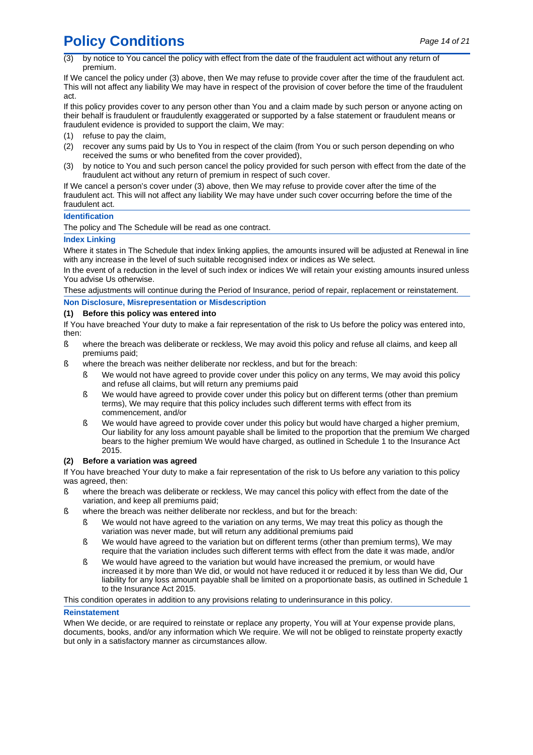(3) by notice to You cancel the policy with effect from the date of the fraudulent act without any return of premium.

If We cancel the policy under (3) above, then We may refuse to provide cover after the time of the fraudulent act. This will not affect any liability We may have in respect of the provision of cover before the time of the fraudulent act.

If this policy provides cover to any person other than You and a claim made by such person or anyone acting on their behalf is fraudulent or fraudulently exaggerated or supported by a false statement or fraudulent means or fraudulent evidence is provided to support the claim, We may:

(1) refuse to pay the claim,

(2) recover any sums paid by Us to You in respect of the claim (from You or such person depending on who received the sums or who benefited from the cover provided),

(3) by notice to You and such person cancel the policy provided for such person with effect from the date of the fraudulent act without any return of premium in respect of such cover.

If We cancel a person's cover under (3) above, then We may refuse to provide cover after the time of the fraudulent act. This will not affect any liability We may have under such cover occurring before the time of the fraudulent act.

### Identification

The policy and The Schedule will be read as one contract.

### Index Linking

Where it states in The Schedule that index linking applies, the amounts insured will be adjusted at Renewal in line with any increase in the level of such suitable recognised index or indices as We select.

In the event of a reduction in the level of such index or indices We will retain your existing amounts insured unless You advise Us otherwise.

These adjustments will continue during the Period of Insurance, period of repair, replacement or reinstatement.

### Non Disclosure, Misrepresentation or Misdescription

**(1) Before this policy was entered into**

If You have breached Your duty to make a fair representation of the risk to Us before the policy was entered into, then:

- where the breach was deliberate or reckless, We may avoid this policy and refuse all claims, and keep all premiums paid;
- where the breach was neither deliberate nor reckless, and but for the breach:
  - We would not have agreed to provide cover under this policy on any terms, We may avoid this policy and refuse all claims, but will return any premiums paid
  - We would have agreed to provide cover under this policy but on different terms (other than premium terms), We may require that this policy includes such different terms with effect from its commencement, and/or
  - We would have agreed to provide cover under this policy but would have charged a higher premium, Our liability for any loss amount payable shall be limited to the proportion that the premium We charged bears to the higher premium We would have charged, as outlined in Schedule 1 to the Insurance Act 2015.

**(2) Before a variation was agreed**

If You have breached Your duty to make a fair representation of the risk to Us before any variation to this policy was agreed, then:

- where the breach was deliberate or reckless, We may cancel this policy with effect from the date of the variation, and keep all premiums paid;
- where the breach was neither deliberate nor reckless, and but for the breach:
  - We would not have agreed to the variation on any terms, We may treat this policy as though the variation was never made, but will return any additional premiums paid
  - We would have agreed to the variation but on different terms (other than premium terms), We may require that the variation includes such different terms with effect from the date it was made, and/or
  - We would have agreed to the variation but would have increased the premium, or would have increased it by more than We did, or would not have reduced it or reduced it by less than We did, Our liability for any loss amount payable shall be limited on a proportionate basis, as outlined in Schedule 1 to the Insurance Act 2015.

This condition operates in addition to any provisions relating to underinsurance in this policy.

### Reinstatement

When We decide, or are required to reinstate or replace any property, You will at Your expense provide plans, documents, books, and/or any information which We require. We will not be obliged to reinstate property exactly but only in a satisfactory manner as circumstances allow.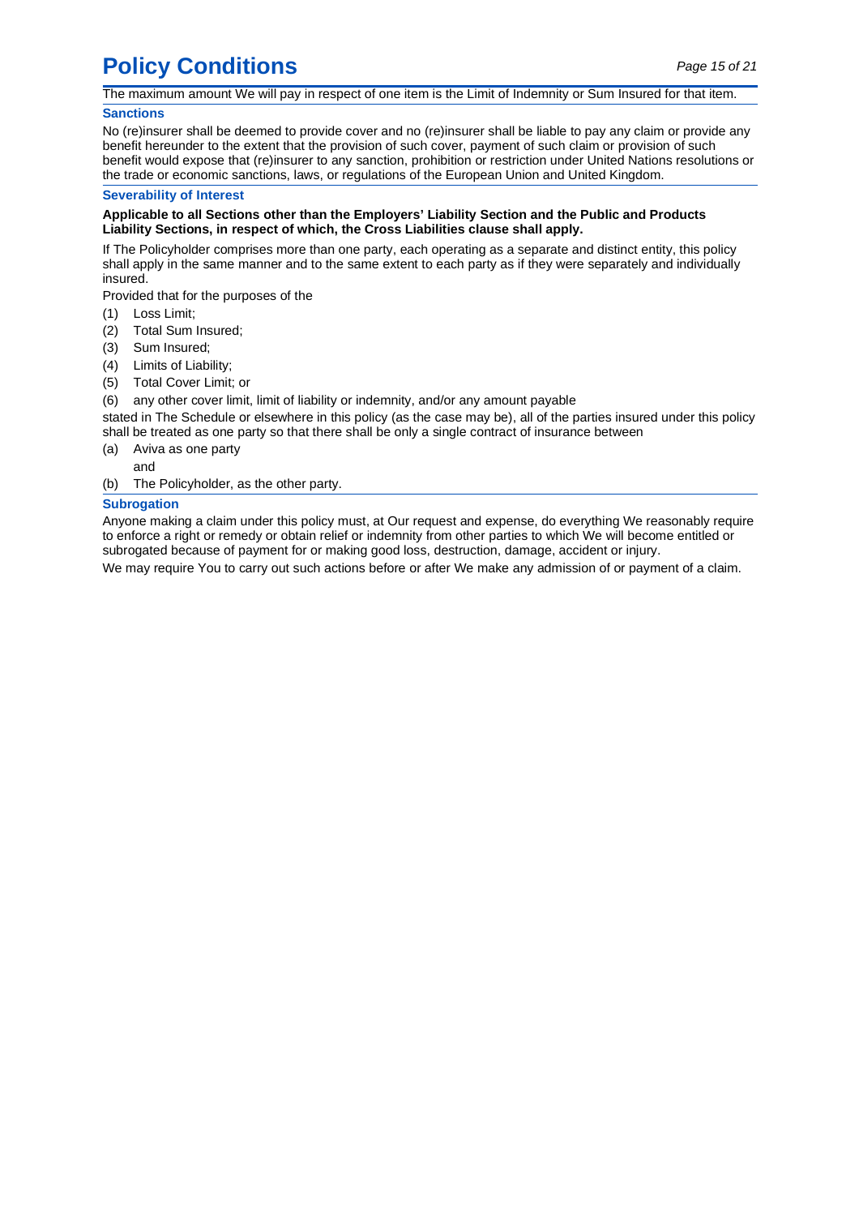The maximum amount We will pay in respect of one item is the Limit of Indemnity or Sum Insured for that item.

### Sanctions

No (re)insurer shall be deemed to provide cover and no (re)insurer shall be liable to pay any claim or provide any benefit hereunder to the extent that the provision of such cover, payment of such claim or provision of such benefit would expose that (re)insurer to any sanction, prohibition or restriction under United Nations resolutions or the trade or economic sanctions, laws, or regulations of the European Union and United Kingdom.

### Severability of Interest

**Applicable to all Sections other than the Employers' Liability Section and the Public and Products Liability Sections, in respect of which, the Cross Liabilities clause shall apply.**

If The Policyholder comprises more than one party, each operating as a separate and distinct entity, this policy shall apply in the same manner and to the same extent to each party as if they were separately and individually insured.

Provided that for the purposes of the

(1) Loss Limit;
(2) Total Sum Insured;
(3) Sum Insured;
(4) Limits of Liability;
(5) Total Cover Limit; or
(6) any other cover limit, limit of liability or indemnity, and/or any amount payable

stated in The Schedule or elsewhere in this policy (as the case may be), all of the parties insured under this policy shall be treated as one party so that there shall be only a single contract of insurance between

(a) Aviva as one party

and

(b) The Policyholder, as the other party.

### Subrogation

Anyone making a claim under this policy must, at Our request and expense, do everything We reasonably require to enforce a right or remedy or obtain relief or indemnity from other parties to which We will become entitled or subrogated because of payment for or making good loss, destruction, damage, accident or injury.

We may require You to carry out such actions before or after We make any admission of or payment of a claim.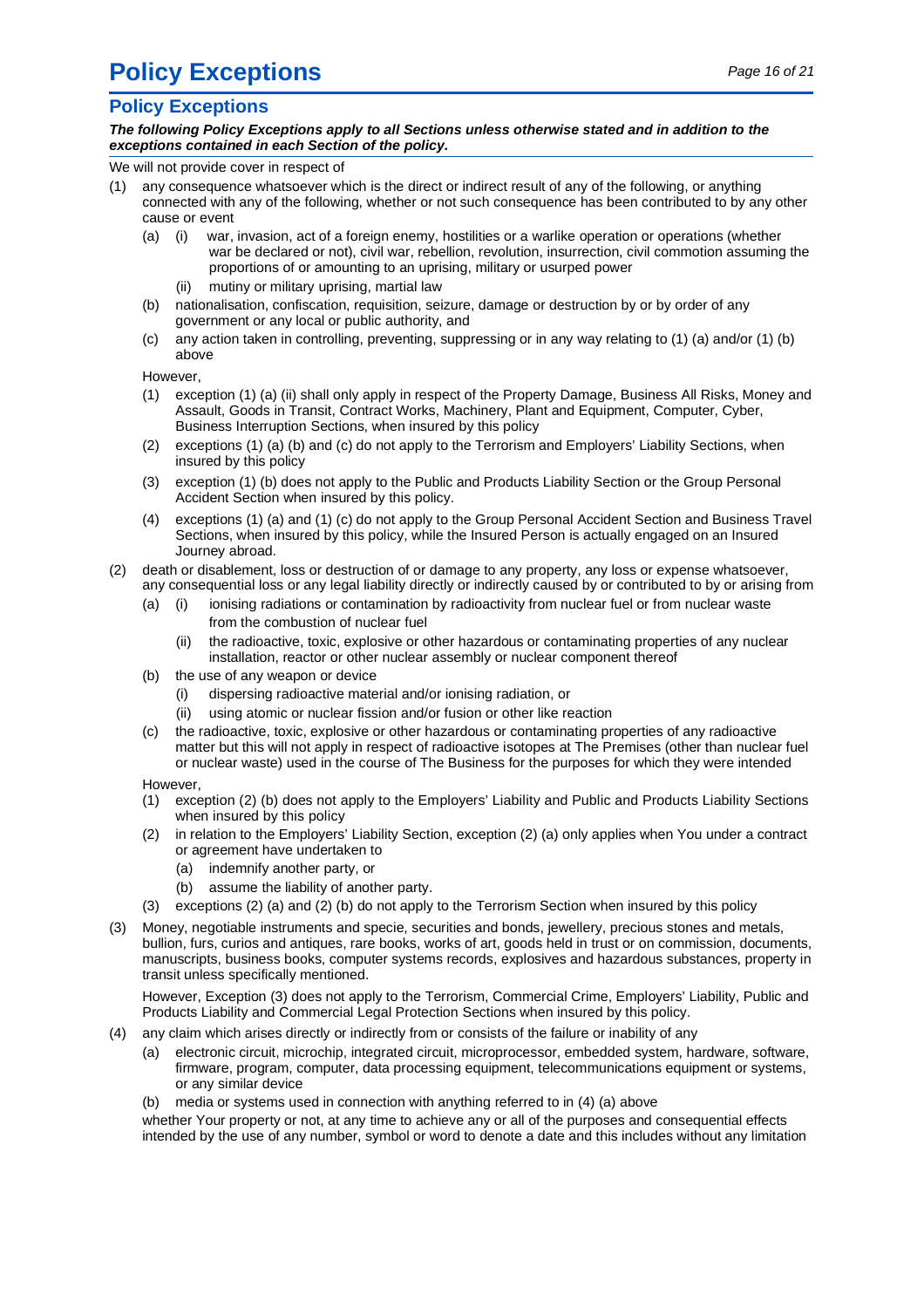# Policy Exceptions

## Policy Exceptions

***The following Policy Exceptions apply to all Sections unless otherwise stated and in addition to the exceptions contained in each Section of the policy.***

We will not provide cover in respect of

(1) any consequence whatsoever which is the direct or indirect result of any of the following, or anything connected with any of the following, whether or not such consequence has been contributed to by any other cause or event

  (a) (i) war, invasion, act of a foreign enemy, hostilities or a warlike operation or operations (whether war be declared or not), civil war, rebellion, revolution, insurrection, civil commotion assuming the proportions of or amounting to an uprising, military or usurped power

   (ii) mutiny or military uprising, martial law

  (b) nationalisation, confiscation, requisition, seizure, damage or destruction by or by order of any government or any local or public authority, and

  (c) any action taken in controlling, preventing, suppressing or in any way relating to (1) (a) and/or (1) (b) above

  However,

  (1) exception (1) (a) (ii) shall only apply in respect of the Property Damage, Business All Risks, Money and Assault, Goods in Transit, Contract Works, Machinery, Plant and Equipment, Computer, Cyber, Business Interruption Sections, when insured by this policy

  (2) exceptions (1) (a) (b) and (c) do not apply to the Terrorism and Employers' Liability Sections, when insured by this policy

  (3) exception (1) (b) does not apply to the Public and Products Liability Section or the Group Personal Accident Section when insured by this policy.

  (4) exceptions (1) (a) and (1) (c) do not apply to the Group Personal Accident Section and Business Travel Sections, when insured by this policy, while the Insured Person is actually engaged on an Insured Journey abroad.

(2) death or disablement, loss or destruction of or damage to any property, any loss or expense whatsoever, any consequential loss or any legal liability directly or indirectly caused by or contributed to by or arising from

  (a) (i) ionising radiations or contamination by radioactivity from nuclear fuel or from nuclear waste from the combustion of nuclear fuel

   (ii) the radioactive, toxic, explosive or other hazardous or contaminating properties of any nuclear installation, reactor or other nuclear assembly or nuclear component thereof

  (b) the use of any weapon or device

   (i) dispersing radioactive material and/or ionising radiation, or

   (ii) using atomic or nuclear fission and/or fusion or other like reaction

  (c) the radioactive, toxic, explosive or other hazardous or contaminating properties of any radioactive matter but this will not apply in respect of radioactive isotopes at The Premises (other than nuclear fuel or nuclear waste) used in the course of The Business for the purposes for which they were intended

  However,

  (1) exception (2) (b) does not apply to the Employers' Liability and Public and Products Liability Sections when insured by this policy

  (2) in relation to the Employers' Liability Section, exception (2) (a) only applies when You under a contract or agreement have undertaken to

   (a) indemnify another party, or

   (b) assume the liability of another party.

  (3) exceptions (2) (a) and (2) (b) do not apply to the Terrorism Section when insured by this policy

(3) Money, negotiable instruments and specie, securities and bonds, jewellery, precious stones and metals, bullion, furs, curios and antiques, rare books, works of art, goods held in trust or on commission, documents, manuscripts, business books, computer systems records, explosives and hazardous substances, property in transit unless specifically mentioned.

  However, Exception (3) does not apply to the Terrorism, Commercial Crime, Employers' Liability, Public and Products Liability and Commercial Legal Protection Sections when insured by this policy.

(4) any claim which arises directly or indirectly from or consists of the failure or inability of any

  (a) electronic circuit, microchip, integrated circuit, microprocessor, embedded system, hardware, software, firmware, program, computer, data processing equipment, telecommunications equipment or systems, or any similar device

  (b) media or systems used in connection with anything referred to in (4) (a) above

  whether Your property or not, at any time to achieve any or all of the purposes and consequential effects intended by the use of any number, symbol or word to denote a date and this includes without any limitation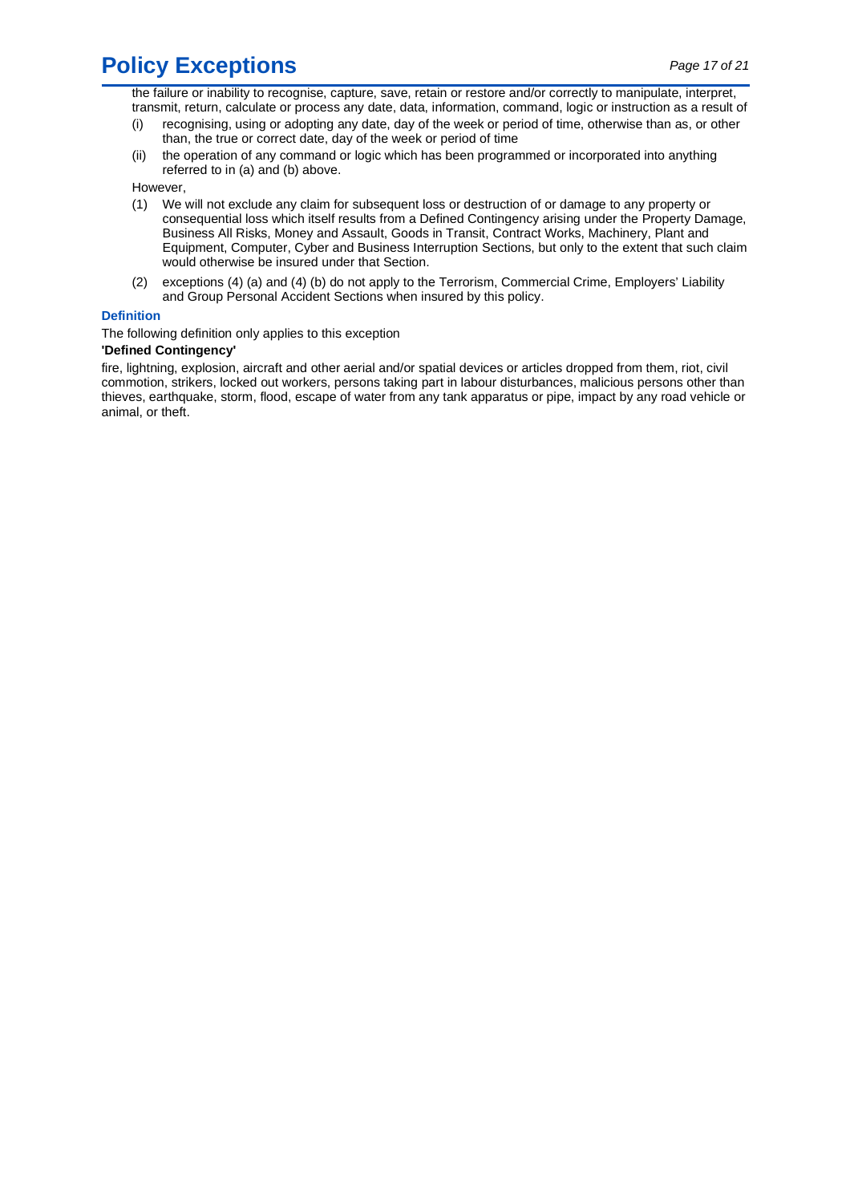the failure or inability to recognise, capture, save, retain or restore and/or correctly to manipulate, interpret, transmit, return, calculate or process any date, data, information, command, logic or instruction as a result of

(i) recognising, using or adopting any date, day of the week or period of time, otherwise than as, or other than, the true or correct date, day of the week or period of time

(ii) the operation of any command or logic which has been programmed or incorporated into anything referred to in (a) and (b) above.

However,

(1) We will not exclude any claim for subsequent loss or destruction of or damage to any property or consequential loss which itself results from a Defined Contingency arising under the Property Damage, Business All Risks, Money and Assault, Goods in Transit, Contract Works, Machinery, Plant and Equipment, Computer, Cyber and Business Interruption Sections, but only to the extent that such claim would otherwise be insured under that Section.

(2) exceptions (4) (a) and (4) (b) do not apply to the Terrorism, Commercial Crime, Employers' Liability and Group Personal Accident Sections when insured by this policy.

### Definition

The following definition only applies to this exception

**'Defined Contingency'**

fire, lightning, explosion, aircraft and other aerial and/or spatial devices or articles dropped from them, riot, civil commotion, strikers, locked out workers, persons taking part in labour disturbances, malicious persons other than thieves, earthquake, storm, flood, escape of water from any tank apparatus or pipe, impact by any road vehicle or animal, or theft.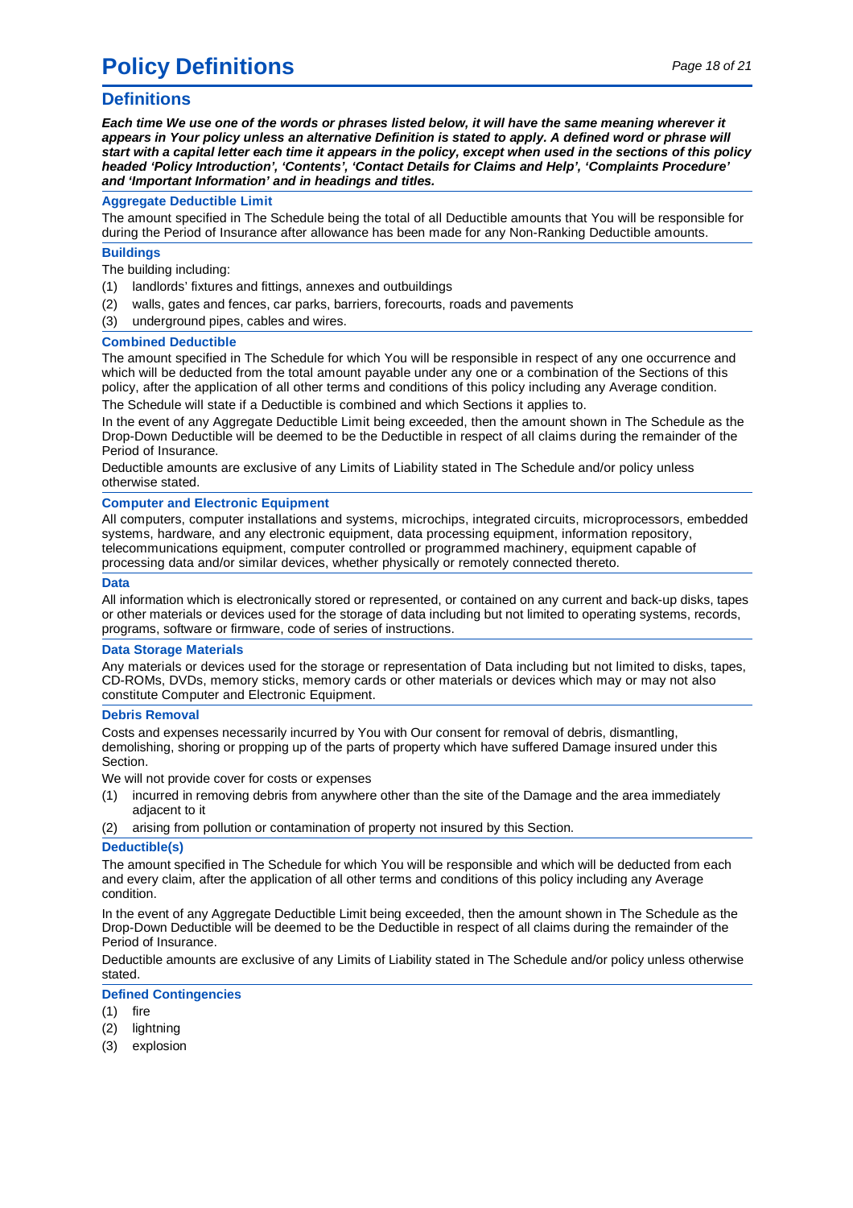# Policy Definitions

## Definitions

***Each time We use one of the words or phrases listed below, it will have the same meaning wherever it appears in Your policy unless an alternative Definition is stated to apply. A defined word or phrase will start with a capital letter each time it appears in the policy, except when used in the sections of this policy headed 'Policy Introduction', 'Contents', 'Contact Details for Claims and Help', 'Complaints Procedure' and 'Important Information' and in headings and titles.***

### Aggregate Deductible Limit

The amount specified in The Schedule being the total of all Deductible amounts that You will be responsible for during the Period of Insurance after allowance has been made for any Non-Ranking Deductible amounts.

### Buildings

The building including:

(1) landlords' fixtures and fittings, annexes and outbuildings

(2) walls, gates and fences, car parks, barriers, forecourts, roads and pavements

(3) underground pipes, cables and wires.

### Combined Deductible

The amount specified in The Schedule for which You will be responsible in respect of any one occurrence and which will be deducted from the total amount payable under any one or a combination of the Sections of this policy, after the application of all other terms and conditions of this policy including any Average condition.

The Schedule will state if a Deductible is combined and which Sections it applies to.

In the event of any Aggregate Deductible Limit being exceeded, then the amount shown in The Schedule as the Drop-Down Deductible will be deemed to be the Deductible in respect of all claims during the remainder of the Period of Insurance.

Deductible amounts are exclusive of any Limits of Liability stated in The Schedule and/or policy unless otherwise stated.

### Computer and Electronic Equipment

All computers, computer installations and systems, microchips, integrated circuits, microprocessors, embedded systems, hardware, and any electronic equipment, data processing equipment, information repository, telecommunications equipment, computer controlled or programmed machinery, equipment capable of processing data and/or similar devices, whether physically or remotely connected thereto.

### Data

All information which is electronically stored or represented, or contained on any current and back-up disks, tapes or other materials or devices used for the storage of data including but not limited to operating systems, records, programs, software or firmware, code of series of instructions.

### Data Storage Materials

Any materials or devices used for the storage or representation of Data including but not limited to disks, tapes, CD-ROMs, DVDs, memory sticks, memory cards or other materials or devices which may or may not also constitute Computer and Electronic Equipment.

### Debris Removal

Costs and expenses necessarily incurred by You with Our consent for removal of debris, dismantling, demolishing, shoring or propping up of the parts of property which have suffered Damage insured under this Section.

We will not provide cover for costs or expenses

(1) incurred in removing debris from anywhere other than the site of the Damage and the area immediately adjacent to it

(2) arising from pollution or contamination of property not insured by this Section.

### Deductible(s)

The amount specified in The Schedule for which You will be responsible and which will be deducted from each and every claim, after the application of all other terms and conditions of this policy including any Average condition.

In the event of any Aggregate Deductible Limit being exceeded, then the amount shown in The Schedule as the Drop-Down Deductible will be deemed to be the Deductible in respect of all claims during the remainder of the Period of Insurance.

Deductible amounts are exclusive of any Limits of Liability stated in The Schedule and/or policy unless otherwise stated.

### Defined Contingencies

(1) fire

(2) lightning

(3) explosion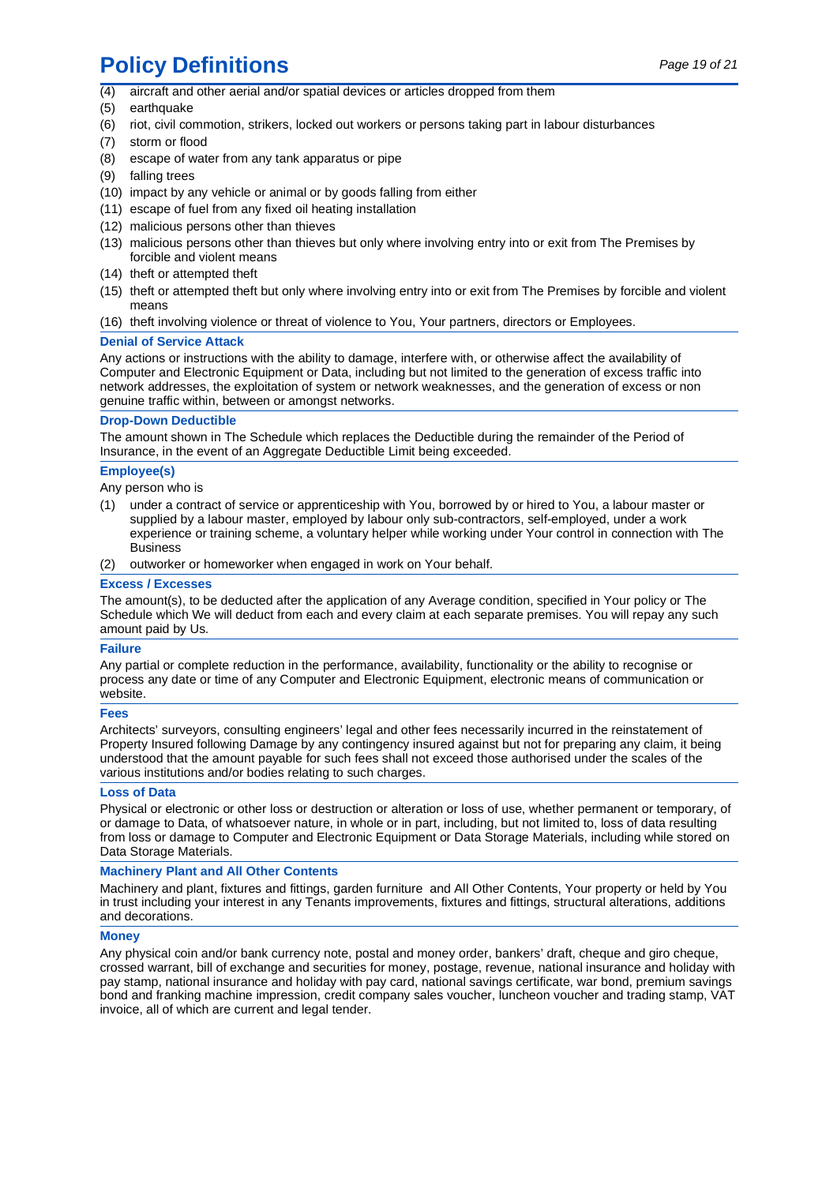(4) aircraft and other aerial and/or spatial devices or articles dropped from them
(5) earthquake
(6) riot, civil commotion, strikers, locked out workers or persons taking part in labour disturbances
(7) storm or flood
(8) escape of water from any tank apparatus or pipe
(9) falling trees
(10) impact by any vehicle or animal or by goods falling from either
(11) escape of fuel from any fixed oil heating installation
(12) malicious persons other than thieves
(13) malicious persons other than thieves but only where involving entry into or exit from The Premises by forcible and violent means
(14) theft or attempted theft
(15) theft or attempted theft but only where involving entry into or exit from The Premises by forcible and violent means
(16) theft involving violence or threat of violence to You, Your partners, directors or Employees.

### Denial of Service Attack

Any actions or instructions with the ability to damage, interfere with, or otherwise affect the availability of Computer and Electronic Equipment or Data, including but not limited to the generation of excess traffic into network addresses, the exploitation of system or network weaknesses, and the generation of excess or non genuine traffic within, between or amongst networks.

### Drop-Down Deductible

The amount shown in The Schedule which replaces the Deductible during the remainder of the Period of Insurance, in the event of an Aggregate Deductible Limit being exceeded.

### Employee(s)

Any person who is

(1) under a contract of service or apprenticeship with You, borrowed by or hired to You, a labour master or supplied by a labour master, employed by labour only sub-contractors, self-employed, under a work experience or training scheme, a voluntary helper while working under Your control in connection with The Business
(2) outworker or homeworker when engaged in work on Your behalf.

### Excess / Excesses

The amount(s), to be deducted after the application of any Average condition, specified in Your policy or The Schedule which We will deduct from each and every claim at each separate premises. You will repay any such amount paid by Us.

### Failure

Any partial or complete reduction in the performance, availability, functionality or the ability to recognise or process any date or time of any Computer and Electronic Equipment, electronic means of communication or website.

### Fees

Architects' surveyors, consulting engineers' legal and other fees necessarily incurred in the reinstatement of Property Insured following Damage by any contingency insured against but not for preparing any claim, it being understood that the amount payable for such fees shall not exceed those authorised under the scales of the various institutions and/or bodies relating to such charges.

### Loss of Data

Physical or electronic or other loss or destruction or alteration or loss of use, whether permanent or temporary, of or damage to Data, of whatsoever nature, in whole or in part, including, but not limited to, loss of data resulting from loss or damage to Computer and Electronic Equipment or Data Storage Materials, including while stored on Data Storage Materials.

### Machinery Plant and All Other Contents

Machinery and plant, fixtures and fittings, garden furniture and All Other Contents, Your property or held by You in trust including your interest in any Tenants improvements, fixtures and fittings, structural alterations, additions and decorations.

### Money

Any physical coin and/or bank currency note, postal and money order, bankers' draft, cheque and giro cheque, crossed warrant, bill of exchange and securities for money, postage, revenue, national insurance and holiday with pay stamp, national insurance and holiday with pay card, national savings certificate, war bond, premium savings bond and franking machine impression, credit company sales voucher, luncheon voucher and trading stamp, VAT invoice, all of which are current and legal tender.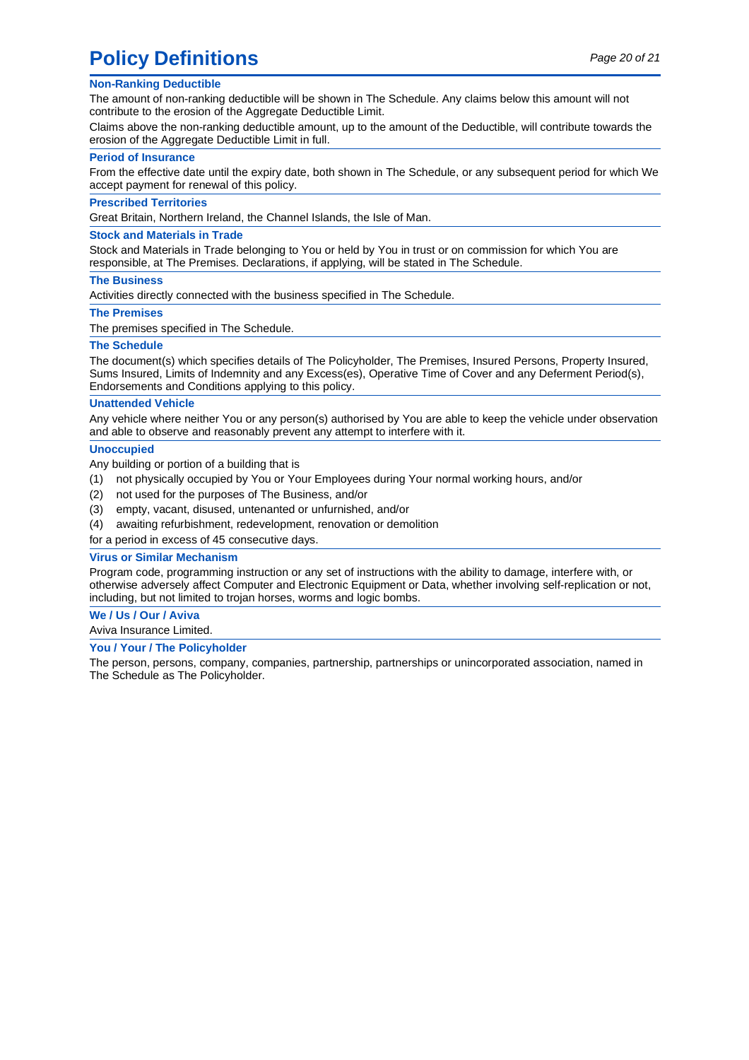# Policy Definitions

### Non-Ranking Deductible

The amount of non-ranking deductible will be shown in The Schedule. Any claims below this amount will not contribute to the erosion of the Aggregate Deductible Limit.

Claims above the non-ranking deductible amount, up to the amount of the Deductible, will contribute towards the erosion of the Aggregate Deductible Limit in full.

### Period of Insurance

From the effective date until the expiry date, both shown in The Schedule, or any subsequent period for which We accept payment for renewal of this policy.

### Prescribed Territories

Great Britain, Northern Ireland, the Channel Islands, the Isle of Man.

### Stock and Materials in Trade

Stock and Materials in Trade belonging to You or held by You in trust or on commission for which You are responsible, at The Premises. Declarations, if applying, will be stated in The Schedule.

### The Business

Activities directly connected with the business specified in The Schedule.

### The Premises

The premises specified in The Schedule.

### The Schedule

The document(s) which specifies details of The Policyholder, The Premises, Insured Persons, Property Insured, Sums Insured, Limits of Indemnity and any Excess(es), Operative Time of Cover and any Deferment Period(s), Endorsements and Conditions applying to this policy.

### Unattended Vehicle

Any vehicle where neither You or any person(s) authorised by You are able to keep the vehicle under observation and able to observe and reasonably prevent any attempt to interfere with it.

### Unoccupied

Any building or portion of a building that is

(1) not physically occupied by You or Your Employees during Your normal working hours, and/or

(2) not used for the purposes of The Business, and/or

(3) empty, vacant, disused, untenanted or unfurnished, and/or

(4) awaiting refurbishment, redevelopment, renovation or demolition

for a period in excess of 45 consecutive days.

### Virus or Similar Mechanism

Program code, programming instruction or any set of instructions with the ability to damage, interfere with, or otherwise adversely affect Computer and Electronic Equipment or Data, whether involving self-replication or not, including, but not limited to trojan horses, worms and logic bombs.

### We / Us / Our / Aviva

Aviva Insurance Limited.

### You / Your / The Policyholder

The person, persons, company, companies, partnership, partnerships or unincorporated association, named in The Schedule as The Policyholder.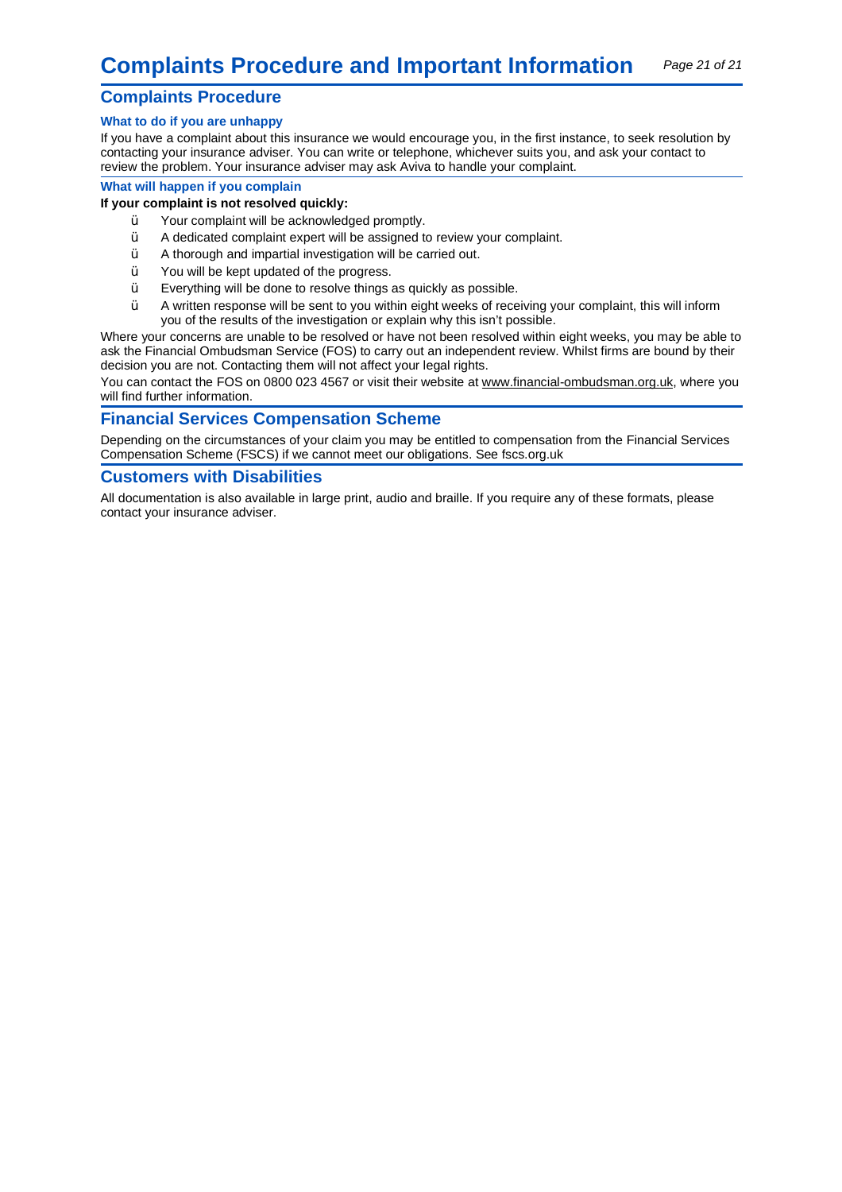# Complaints Procedure and Important Information

## Complaints Procedure

### What to do if you are unhappy

If you have a complaint about this insurance we would encourage you, in the first instance, to seek resolution by contacting your insurance adviser. You can write or telephone, whichever suits you, and ask your contact to review the problem. Your insurance adviser may ask Aviva to handle your complaint.

### What will happen if you complain

**If your complaint is not resolved quickly:**

- Your complaint will be acknowledged promptly.
- A dedicated complaint expert will be assigned to review your complaint.
- A thorough and impartial investigation will be carried out.
- You will be kept updated of the progress.
- Everything will be done to resolve things as quickly as possible.
- A written response will be sent to you within eight weeks of receiving your complaint, this will inform you of the results of the investigation or explain why this isn't possible.

Where your concerns are unable to be resolved or have not been resolved within eight weeks, you may be able to ask the Financial Ombudsman Service (FOS) to carry out an independent review. Whilst firms are bound by their decision you are not. Contacting them will not affect your legal rights.

You can contact the FOS on 0800 023 4567 or visit their website at www.financial-ombudsman.org.uk, where you will find further information.

## Financial Services Compensation Scheme

Depending on the circumstances of your claim you may be entitled to compensation from the Financial Services Compensation Scheme (FSCS) if we cannot meet our obligations. See fscs.org.uk

## Customers with Disabilities

All documentation is also available in large print, audio and braille. If you require any of these formats, please contact your insurance adviser.